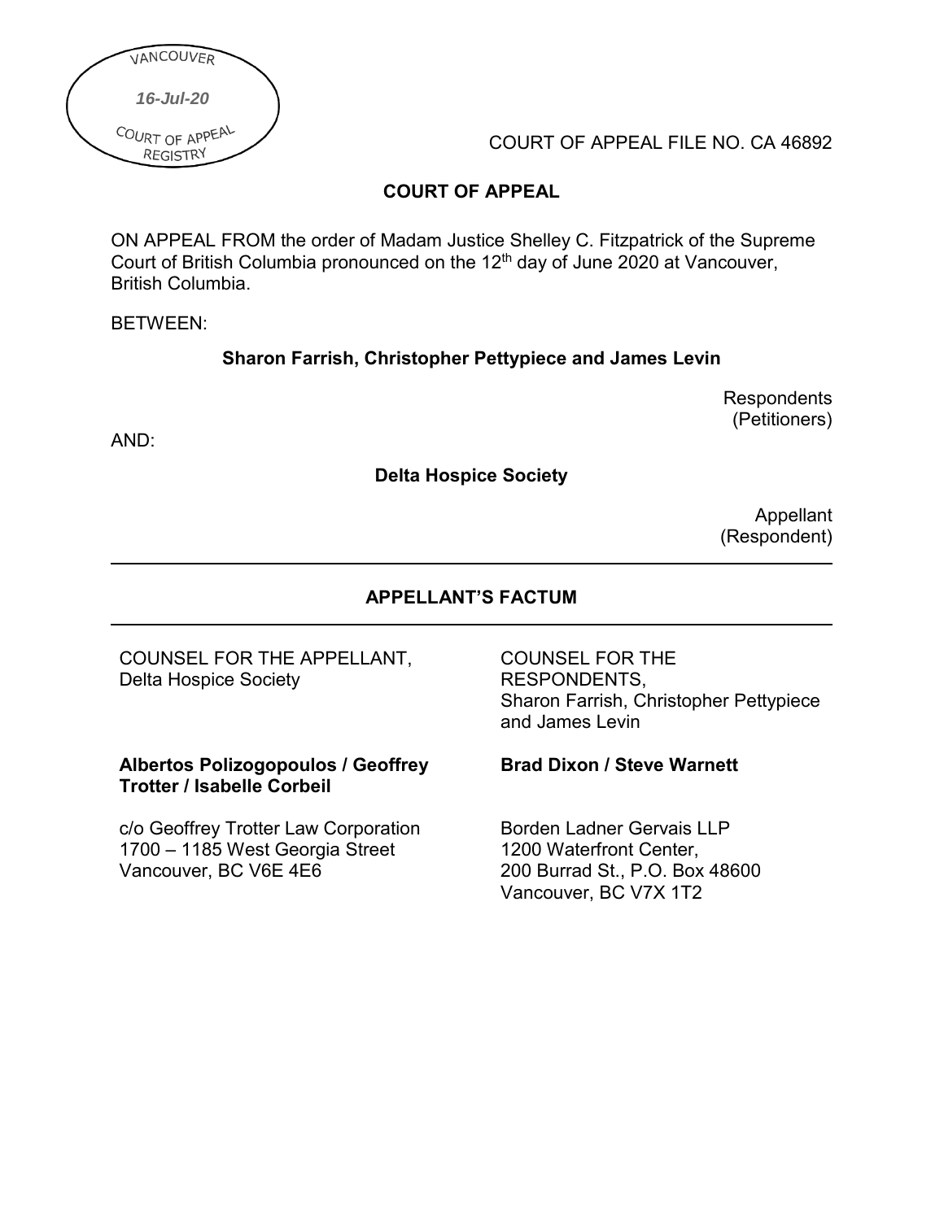VANCOUVER

*16-Jul-20*

COURT OF APPEAL REGISTRY

COURT OF APPEAL FILE NO. CA 46892

**COURT OF APPEAL**

ON APPEAL FROM the order of Madam Justice Shelley C. Fitzpatrick of the Supreme Court of British Columbia pronounced on the 12th day of June 2020 at Vancouver, British Columbia.

BETWEEN:

**Sharon Farrish, Christopher Pettypiece and James Levin**

Respondents
(Petitioners)

AND:

**Delta Hospice Society**

Appellant
(Respondent)

---

**APPELLANT'S FACTUM**

---

COUNSEL FOR THE APPELLANT,
Delta Hospice Society

**Albertos Polizogopoulos / Geoffrey Trotter / Isabelle Corbeil**

c/o Geoffrey Trotter Law Corporation
1700 – 1185 West Georgia Street
Vancouver, BC V6E 4E6

COUNSEL FOR THE RESPONDENTS,
Sharon Farrish, Christopher Pettypiece and James Levin

**Brad Dixon / Steve Warnett**

Borden Ladner Gervais LLP
1200 Waterfront Center,
200 Burrad St., P.O. Box 48600
Vancouver, BC V7X 1T2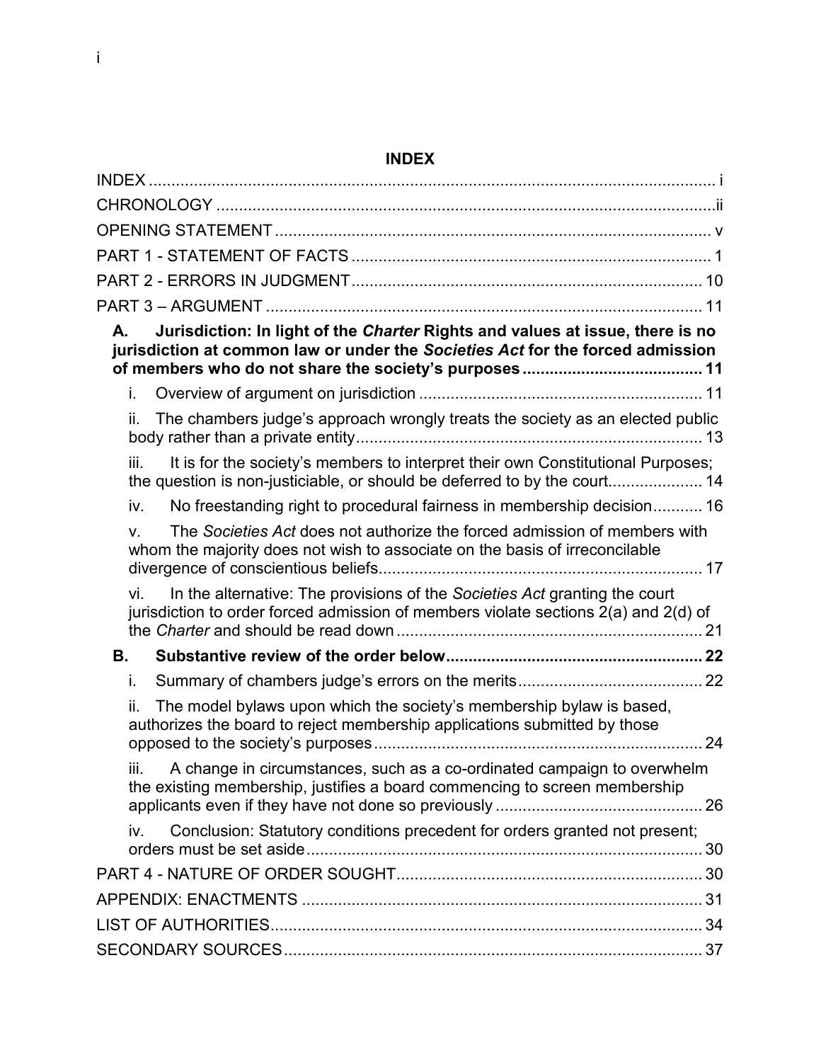## INDEX

INDEX ........................................................................................................................ i

CHRONOLOGY ...........................................................................................................ii

OPENING STATEMENT ................................................................................................ v

PART 1 - STATEMENT OF FACTS ............................................................................... 1

PART 2 - ERRORS IN JUDGMENT............................................................................. 10

PART 3 – ARGUMENT ................................................................................................ 11

**A. Jurisdiction: In light of the *Charter* Rights and values at issue, there is no jurisdiction at common law or under the *Societies Act* for the forced admission of members who do not share the society's purposes ....................................... 11**

i. Overview of argument on jurisdiction .............................................................. 11

ii. The chambers judge's approach wrongly treats the society as an elected public body rather than a private entity............................................................................ 13

iii. It is for the society's members to interpret their own Constitutional Purposes; the question is non-justiciable, or should be deferred to by the court..................... 14

iv. No freestanding right to procedural fairness in membership decision........... 16

v. The *Societies Act* does not authorize the forced admission of members with whom the majority does not wish to associate on the basis of irreconcilable divergence of conscientious beliefs....................................................................... 17

vi. In the alternative: The provisions of the *Societies Act* granting the court jurisdiction to order forced admission of members violate sections 2(a) and 2(d) of the *Charter* and should be read down ................................................................... 21

**B. Substantive review of the order below........................................................ 22**

i. Summary of chambers judge's errors on the merits......................................... 22

ii. The model bylaws upon which the society's membership bylaw is based, authorizes the board to reject membership applications submitted by those opposed to the society's purposes ........................................................................ 24

iii. A change in circumstances, such as a co-ordinated campaign to overwhelm the existing membership, justifies a board commencing to screen membership applicants even if they have not done so previously ............................................. 26

iv. Conclusion: Statutory conditions precedent for orders granted not present; orders must be set aside........................................................................................ 30

PART 4 - NATURE OF ORDER SOUGHT.................................................................... 30

APPENDIX: ENACTMENTS ........................................................................................ 31

LIST OF AUTHORITIES............................................................................................... 34

SECONDARY SOURCES............................................................................................ 37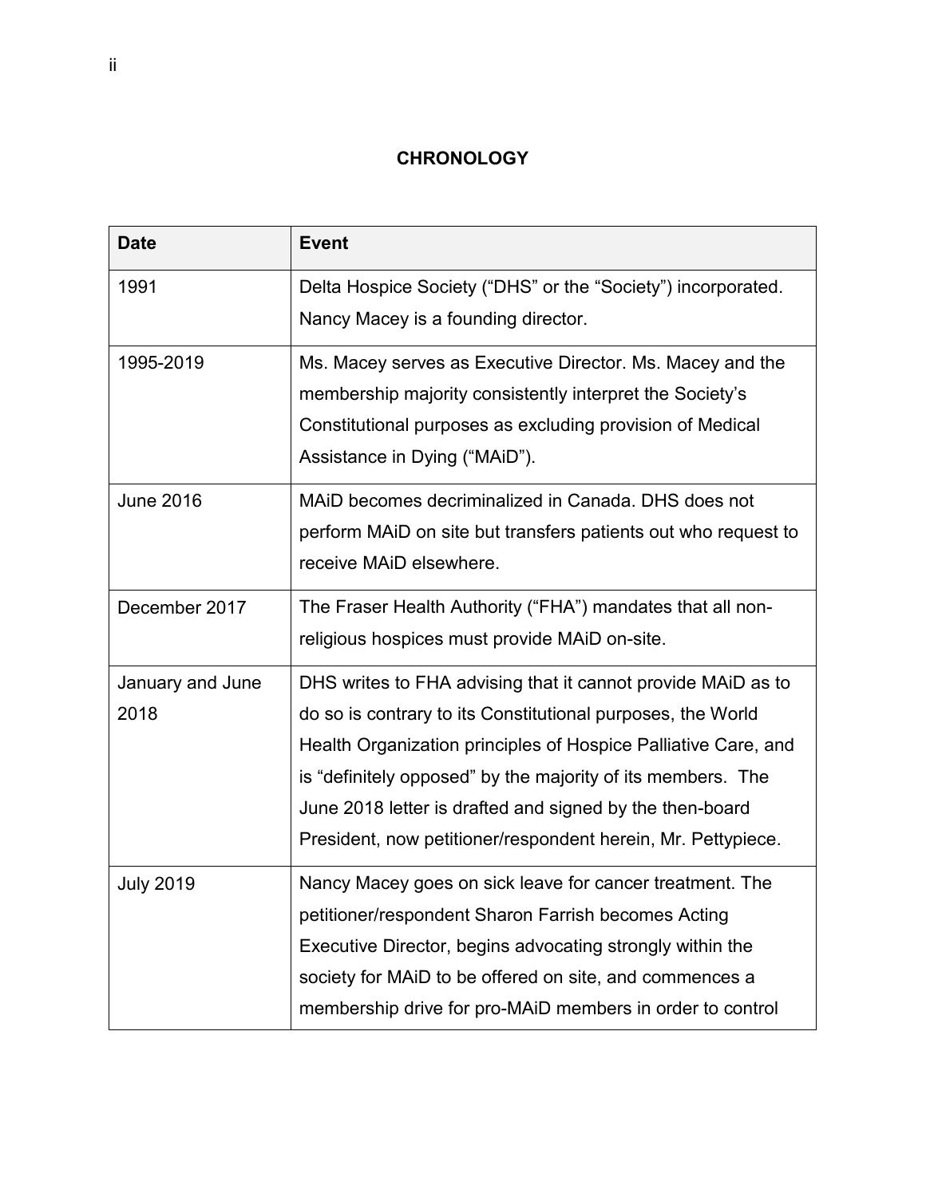# CHRONOLOGY

| Date | Event |
|---|---|
| 1991 | Delta Hospice Society ("DHS" or the "Society") incorporated. Nancy Macey is a founding director. |
| 1995-2019 | Ms. Macey serves as Executive Director. Ms. Macey and the membership majority consistently interpret the Society's Constitutional purposes as excluding provision of Medical Assistance in Dying ("MAiD"). |
| June 2016 | MAiD becomes decriminalized in Canada. DHS does not perform MAiD on site but transfers patients out who request to receive MAiD elsewhere. |
| December 2017 | The Fraser Health Authority ("FHA") mandates that all non-religious hospices must provide MAiD on-site. |
| January and June 2018 | DHS writes to FHA advising that it cannot provide MAiD as to do so is contrary to its Constitutional purposes, the World Health Organization principles of Hospice Palliative Care, and is "definitely opposed" by the majority of its members. The June 2018 letter is drafted and signed by the then-board President, now petitioner/respondent herein, Mr. Pettypiece. |
| July 2019 | Nancy Macey goes on sick leave for cancer treatment. The petitioner/respondent Sharon Farrish becomes Acting Executive Director, begins advocating strongly within the society for MAiD to be offered on site, and commences a membership drive for pro-MAiD members in order to control |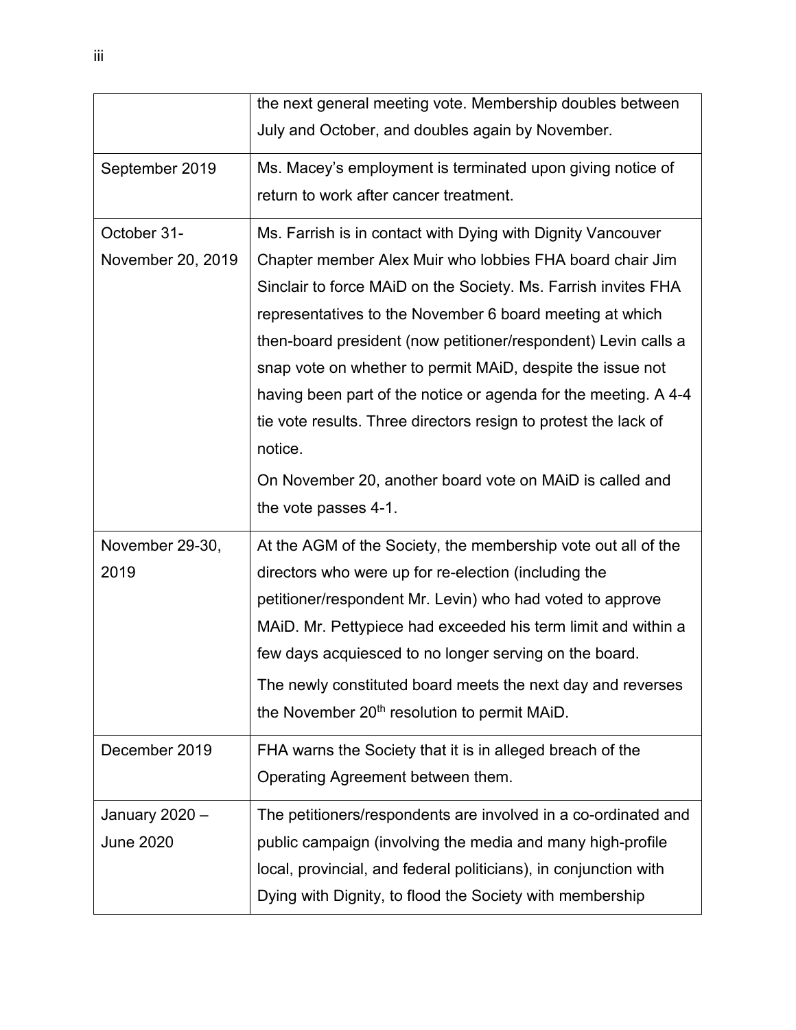| | |
|---|---|
| | the next general meeting vote. Membership doubles between July and October, and doubles again by November. |
| September 2019 | Ms. Macey's employment is terminated upon giving notice of return to work after cancer treatment. |
| October 31-November 20, 2019 | Ms. Farrish is in contact with Dying with Dignity Vancouver Chapter member Alex Muir who lobbies FHA board chair Jim Sinclair to force MAiD on the Society. Ms. Farrish invites FHA representatives to the November 6 board meeting at which then-board president (now petitioner/respondent) Levin calls a snap vote on whether to permit MAiD, despite the issue not having been part of the notice or agenda for the meeting. A 4-4 tie vote results. Three directors resign to protest the lack of notice.<br><br>On November 20, another board vote on MAiD is called and the vote passes 4-1. |
| November 29-30, 2019 | At the AGM of the Society, the membership vote out all of the directors who were up for re-election (including the petitioner/respondent Mr. Levin) who had voted to approve MAiD. Mr. Pettypiece had exceeded his term limit and within a few days acquiesced to no longer serving on the board.<br><br>The newly constituted board meets the next day and reverses the November 20th resolution to permit MAiD. |
| December 2019 | FHA warns the Society that it is in alleged breach of the Operating Agreement between them. |
| January 2020 – June 2020 | The petitioners/respondents are involved in a co-ordinated and public campaign (involving the media and many high-profile local, provincial, and federal politicians), in conjunction with Dying with Dignity, to flood the Society with membership |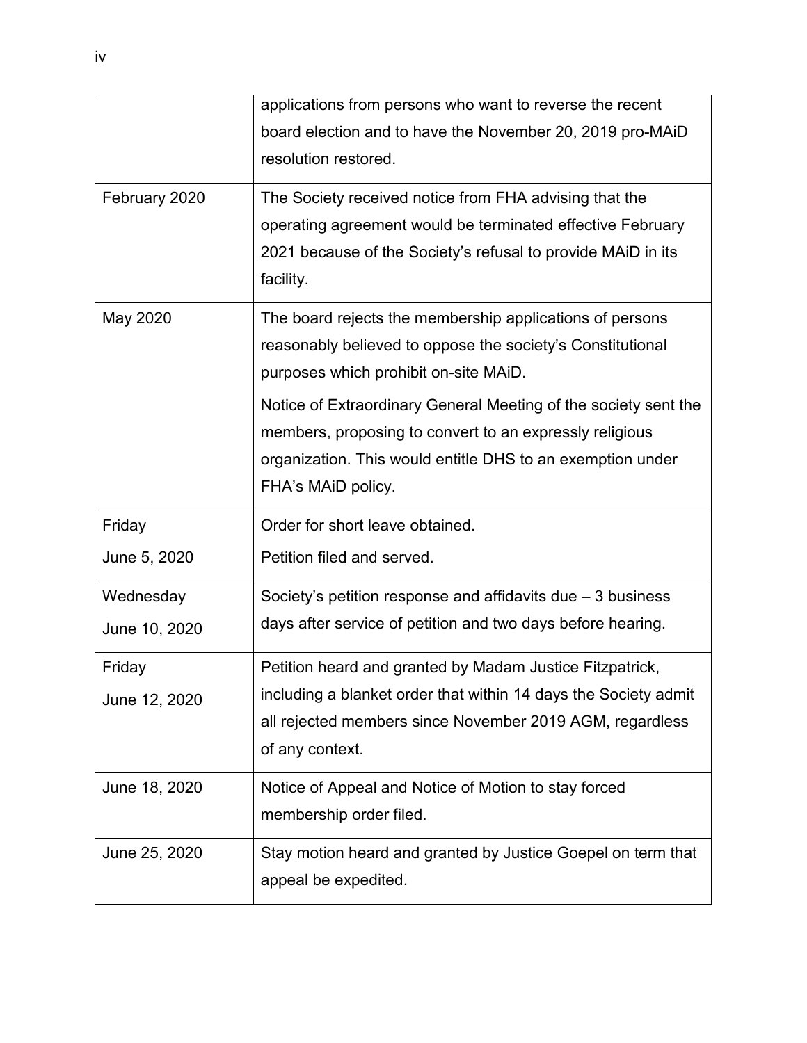| | |
|---|---|
| | applications from persons who want to reverse the recent board election and to have the November 20, 2019 pro-MAiD resolution restored. |
| February 2020 | The Society received notice from FHA advising that the operating agreement would be terminated effective February 2021 because of the Society's refusal to provide MAiD in its facility. |
| May 2020 | The board rejects the membership applications of persons reasonably believed to oppose the society's Constitutional purposes which prohibit on-site MAiD.<br>Notice of Extraordinary General Meeting of the society sent the members, proposing to convert to an expressly religious organization. This would entitle DHS to an exemption under FHA's MAiD policy. |
| Friday<br>June 5, 2020 | Order for short leave obtained.<br>Petition filed and served. |
| Wednesday<br>June 10, 2020 | Society's petition response and affidavits due – 3 business days after service of petition and two days before hearing. |
| Friday<br>June 12, 2020 | Petition heard and granted by Madam Justice Fitzpatrick, including a blanket order that within 14 days the Society admit all rejected members since November 2019 AGM, regardless of any context. |
| June 18, 2020 | Notice of Appeal and Notice of Motion to stay forced membership order filed. |
| June 25, 2020 | Stay motion heard and granted by Justice Goepel on term that appeal be expedited. |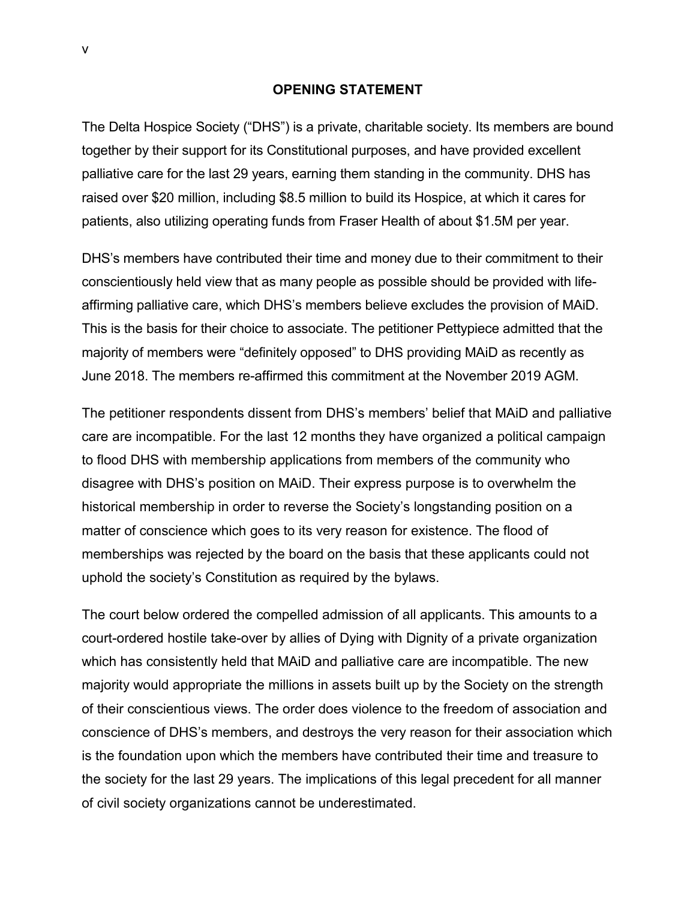## OPENING STATEMENT

The Delta Hospice Society ("DHS") is a private, charitable society. Its members are bound together by their support for its Constitutional purposes, and have provided excellent palliative care for the last 29 years, earning them standing in the community. DHS has raised over $20 million, including $8.5 million to build its Hospice, at which it cares for patients, also utilizing operating funds from Fraser Health of about $1.5M per year.

DHS's members have contributed their time and money due to their commitment to their conscientiously held view that as many people as possible should be provided with life-affirming palliative care, which DHS's members believe excludes the provision of MAiD. This is the basis for their choice to associate. The petitioner Pettypiece admitted that the majority of members were "definitely opposed" to DHS providing MAiD as recently as June 2018. The members re-affirmed this commitment at the November 2019 AGM.

The petitioner respondents dissent from DHS's members' belief that MAiD and palliative care are incompatible. For the last 12 months they have organized a political campaign to flood DHS with membership applications from members of the community who disagree with DHS's position on MAiD. Their express purpose is to overwhelm the historical membership in order to reverse the Society's longstanding position on a matter of conscience which goes to its very reason for existence. The flood of memberships was rejected by the board on the basis that these applicants could not uphold the society's Constitution as required by the bylaws.

The court below ordered the compelled admission of all applicants. This amounts to a court-ordered hostile take-over by allies of Dying with Dignity of a private organization which has consistently held that MAiD and palliative care are incompatible. The new majority would appropriate the millions in assets built up by the Society on the strength of their conscientious views. The order does violence to the freedom of association and conscience of DHS's members, and destroys the very reason for their association which is the foundation upon which the members have contributed their time and treasure to the society for the last 29 years. The implications of this legal precedent for all manner of civil society organizations cannot be underestimated.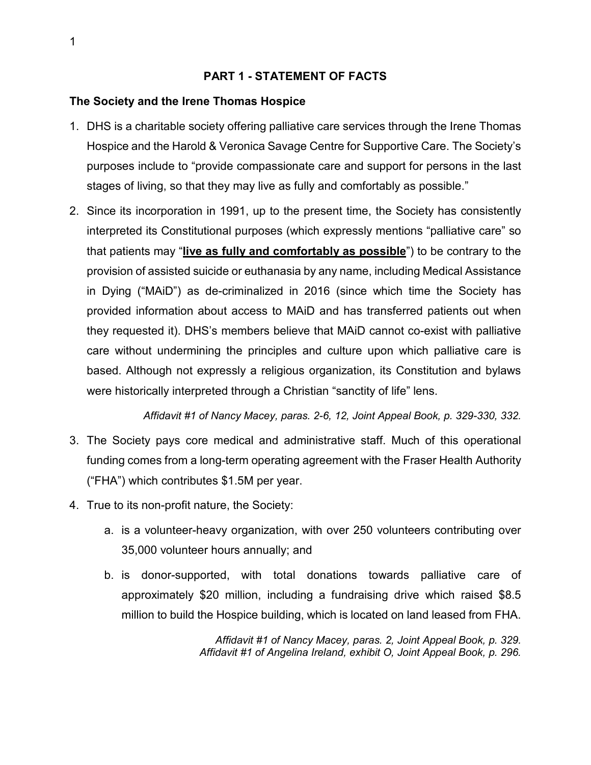## PART 1 - STATEMENT OF FACTS

### The Society and the Irene Thomas Hospice

1. DHS is a charitable society offering palliative care services through the Irene Thomas Hospice and the Harold & Veronica Savage Centre for Supportive Care. The Society's purposes include to "provide compassionate care and support for persons in the last stages of living, so that they may live as fully and comfortably as possible."

2. Since its incorporation in 1991, up to the present time, the Society has consistently interpreted its Constitutional purposes (which expressly mentions "palliative care" so that patients may "**live as fully and comfortably as possible**") to be contrary to the provision of assisted suicide or euthanasia by any name, including Medical Assistance in Dying ("MAiD") as de-criminalized in 2016 (since which time the Society has provided information about access to MAiD and has transferred patients out when they requested it). DHS's members believe that MAiD cannot co-exist with palliative care without undermining the principles and culture upon which palliative care is based. Although not expressly a religious organization, its Constitution and bylaws were historically interpreted through a Christian "sanctity of life" lens.

*Affidavit #1 of Nancy Macey, paras. 2-6, 12, Joint Appeal Book, p. 329-330, 332.*

3. The Society pays core medical and administrative staff. Much of this operational funding comes from a long-term operating agreement with the Fraser Health Authority ("FHA") which contributes $1.5M per year.

4. True to its non-profit nature, the Society:

   a. is a volunteer-heavy organization, with over 250 volunteers contributing over 35,000 volunteer hours annually; and

   b. is donor-supported, with total donations towards palliative care of approximately $20 million, including a fundraising drive which raised $8.5 million to build the Hospice building, which is located on land leased from FHA.

*Affidavit #1 of Nancy Macey, paras. 2, Joint Appeal Book, p. 329.*
*Affidavit #1 of Angelina Ireland, exhibit O, Joint Appeal Book, p. 296.*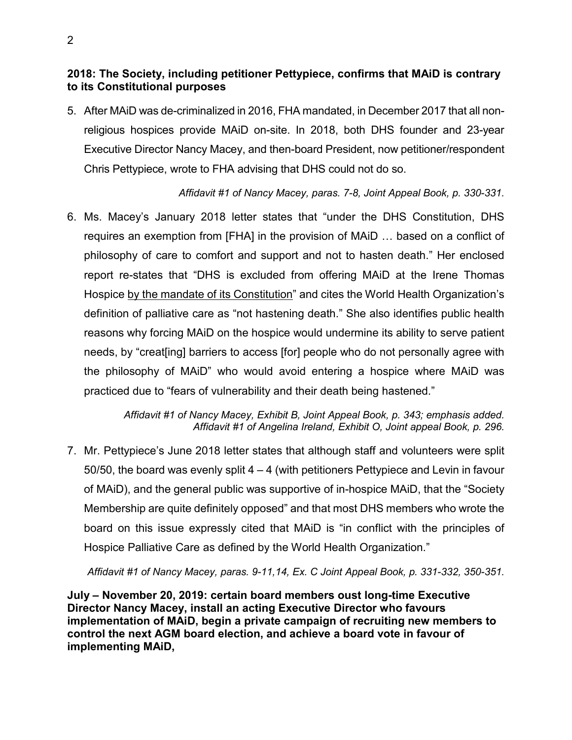**2018: The Society, including petitioner Pettypiece, confirms that MAiD is contrary to its Constitutional purposes**

5. After MAiD was de-criminalized in 2016, FHA mandated, in December 2017 that all non-religious hospices provide MAiD on-site. In 2018, both DHS founder and 23-year Executive Director Nancy Macey, and then-board President, now petitioner/respondent Chris Pettypiece, wrote to FHA advising that DHS could not do so.

   *Affidavit #1 of Nancy Macey, paras. 7-8, Joint Appeal Book, p. 330-331.*

6. Ms. Macey's January 2018 letter states that "under the DHS Constitution, DHS requires an exemption from [FHA] in the provision of MAiD … based on a conflict of philosophy of care to comfort and support and not to hasten death." Her enclosed report re-states that "DHS is excluded from offering MAiD at the Irene Thomas Hospice <u>by the mandate of its Constitution</u>" and cites the World Health Organization's definition of palliative care as "not hastening death." She also identifies public health reasons why forcing MAiD on the hospice would undermine its ability to serve patient needs, by "creat[ing] barriers to access [for] people who do not personally agree with the philosophy of MAiD" who would avoid entering a hospice where MAiD was practiced due to "fears of vulnerability and their death being hastened."

   *Affidavit #1 of Nancy Macey, Exhibit B, Joint Appeal Book, p. 343; emphasis added.*
   *Affidavit #1 of Angelina Ireland, Exhibit O, Joint appeal Book, p. 296.*

7. Mr. Pettypiece's June 2018 letter states that although staff and volunteers were split 50/50, the board was evenly split 4 – 4 (with petitioners Pettypiece and Levin in favour of MAiD), and the general public was supportive of in-hospice MAiD, that the "Society Membership are quite definitely opposed" and that most DHS members who wrote the board on this issue expressly cited that MAiD is "in conflict with the principles of Hospice Palliative Care as defined by the World Health Organization."

   *Affidavit #1 of Nancy Macey, paras. 9-11,14, Ex. C Joint Appeal Book, p. 331-332, 350-351.*

**July – November 20, 2019: certain board members oust long-time Executive Director Nancy Macey, install an acting Executive Director who favours implementation of MAiD, begin a private campaign of recruiting new members to control the next AGM board election, and achieve a board vote in favour of implementing MAiD,**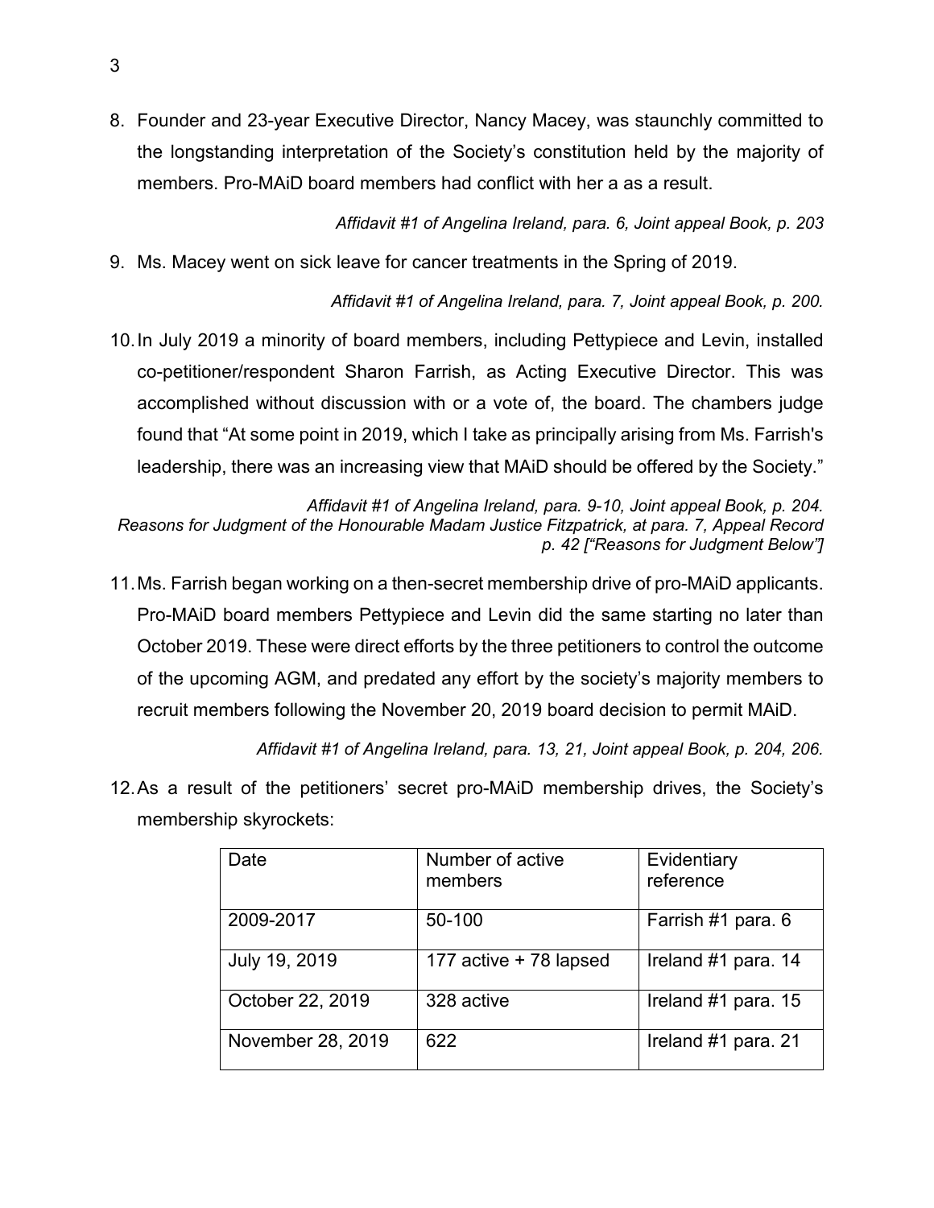8. Founder and 23-year Executive Director, Nancy Macey, was staunchly committed to the longstanding interpretation of the Society's constitution held by the majority of members. Pro-MAiD board members had conflict with her a as a result.

*Affidavit #1 of Angelina Ireland, para. 6, Joint appeal Book, p. 203*

9. Ms. Macey went on sick leave for cancer treatments in the Spring of 2019.

*Affidavit #1 of Angelina Ireland, para. 7, Joint appeal Book, p. 200.*

10. In July 2019 a minority of board members, including Pettypiece and Levin, installed co-petitioner/respondent Sharon Farrish, as Acting Executive Director. This was accomplished without discussion with or a vote of, the board. The chambers judge found that "At some point in 2019, which I take as principally arising from Ms. Farrish's leadership, there was an increasing view that MAiD should be offered by the Society."

*Affidavit #1 of Angelina Ireland, para. 9-10, Joint appeal Book, p. 204.*
*Reasons for Judgment of the Honourable Madam Justice Fitzpatrick, at para. 7, Appeal Record p. 42 ["Reasons for Judgment Below"]*

11. Ms. Farrish began working on a then-secret membership drive of pro-MAiD applicants. Pro-MAiD board members Pettypiece and Levin did the same starting no later than October 2019. These were direct efforts by the three petitioners to control the outcome of the upcoming AGM, and predated any effort by the society's majority members to recruit members following the November 20, 2019 board decision to permit MAiD.

*Affidavit #1 of Angelina Ireland, para. 13, 21, Joint appeal Book, p. 204, 206.*

12. As a result of the petitioners' secret pro-MAiD membership drives, the Society's membership skyrockets:

| Date | Number of active members | Evidentiary reference |
|---|---|---|
| 2009-2017 | 50-100 | Farrish #1 para. 6 |
| July 19, 2019 | 177 active + 78 lapsed | Ireland #1 para. 14 |
| October 22, 2019 | 328 active | Ireland #1 para. 15 |
| November 28, 2019 | 622 | Ireland #1 para. 21 |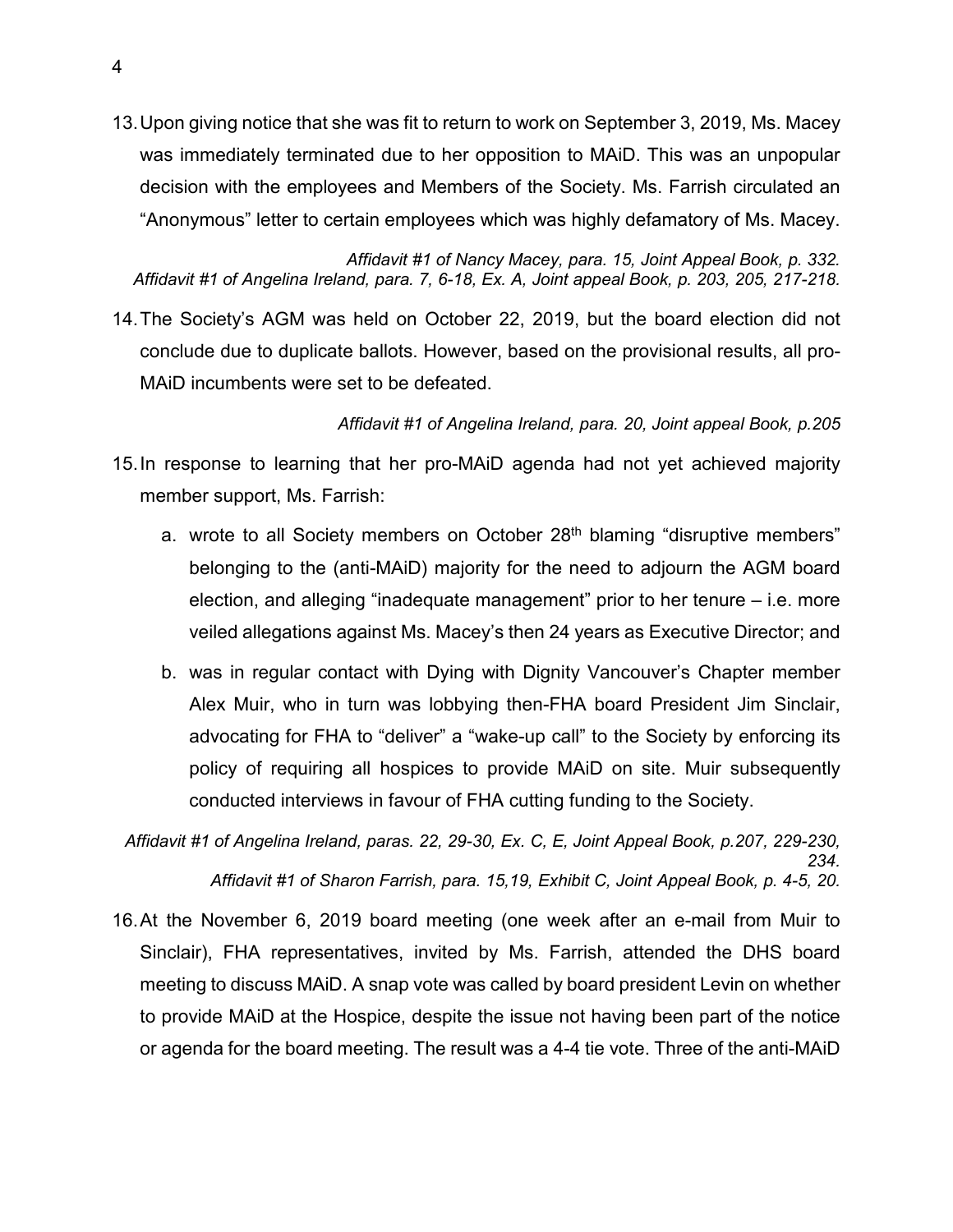13. Upon giving notice that she was fit to return to work on September 3, 2019, Ms. Macey was immediately terminated due to her opposition to MAiD. This was an unpopular decision with the employees and Members of the Society. Ms. Farrish circulated an "Anonymous" letter to certain employees which was highly defamatory of Ms. Macey.

*Affidavit #1 of Nancy Macey, para. 15, Joint Appeal Book, p. 332.*
*Affidavit #1 of Angelina Ireland, para. 7, 6-18, Ex. A, Joint appeal Book, p. 203, 205, 217-218.*

14. The Society's AGM was held on October 22, 2019, but the board election did not conclude due to duplicate ballots. However, based on the provisional results, all pro-MAiD incumbents were set to be defeated.

*Affidavit #1 of Angelina Ireland, para. 20, Joint appeal Book, p.205*

15. In response to learning that her pro-MAiD agenda had not yet achieved majority member support, Ms. Farrish:

    a. wrote to all Society members on October 28th blaming "disruptive members" belonging to the (anti-MAiD) majority for the need to adjourn the AGM board election, and alleging "inadequate management" prior to her tenure – i.e. more veiled allegations against Ms. Macey's then 24 years as Executive Director; and

    b. was in regular contact with Dying with Dignity Vancouver's Chapter member Alex Muir, who in turn was lobbying then-FHA board President Jim Sinclair, advocating for FHA to "deliver" a "wake-up call" to the Society by enforcing its policy of requiring all hospices to provide MAiD on site. Muir subsequently conducted interviews in favour of FHA cutting funding to the Society.

*Affidavit #1 of Angelina Ireland, paras. 22, 29-30, Ex. C, E, Joint Appeal Book, p.207, 229-230, 234.*
*Affidavit #1 of Sharon Farrish, para. 15,19, Exhibit C, Joint Appeal Book, p. 4-5, 20.*

16. At the November 6, 2019 board meeting (one week after an e-mail from Muir to Sinclair), FHA representatives, invited by Ms. Farrish, attended the DHS board meeting to discuss MAiD. A snap vote was called by board president Levin on whether to provide MAiD at the Hospice, despite the issue not having been part of the notice or agenda for the board meeting. The result was a 4-4 tie vote. Three of the anti-MAiD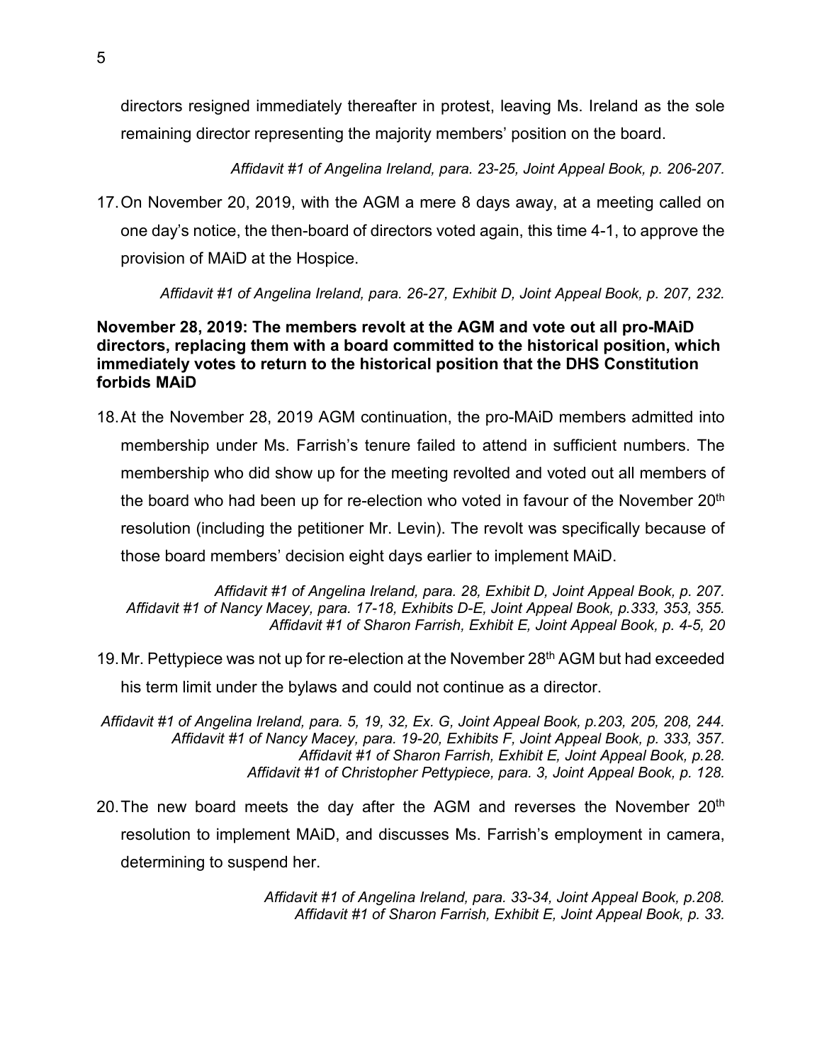directors resigned immediately thereafter in protest, leaving Ms. Ireland as the sole remaining director representing the majority members' position on the board.

*Affidavit #1 of Angelina Ireland, para. 23-25, Joint Appeal Book, p. 206-207.*

17. On November 20, 2019, with the AGM a mere 8 days away, at a meeting called on one day's notice, the then-board of directors voted again, this time 4-1, to approve the provision of MAiD at the Hospice.

*Affidavit #1 of Angelina Ireland, para. 26-27, Exhibit D, Joint Appeal Book, p. 207, 232.*

**November 28, 2019: The members revolt at the AGM and vote out all pro-MAiD directors, replacing them with a board committed to the historical position, which immediately votes to return to the historical position that the DHS Constitution forbids MAiD**

18. At the November 28, 2019 AGM continuation, the pro-MAiD members admitted into membership under Ms. Farrish's tenure failed to attend in sufficient numbers. The membership who did show up for the meeting revolted and voted out all members of the board who had been up for re-election who voted in favour of the November 20th resolution (including the petitioner Mr. Levin). The revolt was specifically because of those board members' decision eight days earlier to implement MAiD.

*Affidavit #1 of Angelina Ireland, para. 28, Exhibit D, Joint Appeal Book, p. 207.*
*Affidavit #1 of Nancy Macey, para. 17-18, Exhibits D-E, Joint Appeal Book, p.333, 353, 355.*
*Affidavit #1 of Sharon Farrish, Exhibit E, Joint Appeal Book, p. 4-5, 20*

19. Mr. Pettypiece was not up for re-election at the November 28th AGM but had exceeded his term limit under the bylaws and could not continue as a director.

*Affidavit #1 of Angelina Ireland, para. 5, 19, 32, Ex. G, Joint Appeal Book, p.203, 205, 208, 244.*
*Affidavit #1 of Nancy Macey, para. 19-20, Exhibits F, Joint Appeal Book, p. 333, 357.*
*Affidavit #1 of Sharon Farrish, Exhibit E, Joint Appeal Book, p.28.*
*Affidavit #1 of Christopher Pettypiece, para. 3, Joint Appeal Book, p. 128.*

20. The new board meets the day after the AGM and reverses the November 20th resolution to implement MAiD, and discusses Ms. Farrish's employment in camera, determining to suspend her.

*Affidavit #1 of Angelina Ireland, para. 33-34, Joint Appeal Book, p.208.*
*Affidavit #1 of Sharon Farrish, Exhibit E, Joint Appeal Book, p. 33.*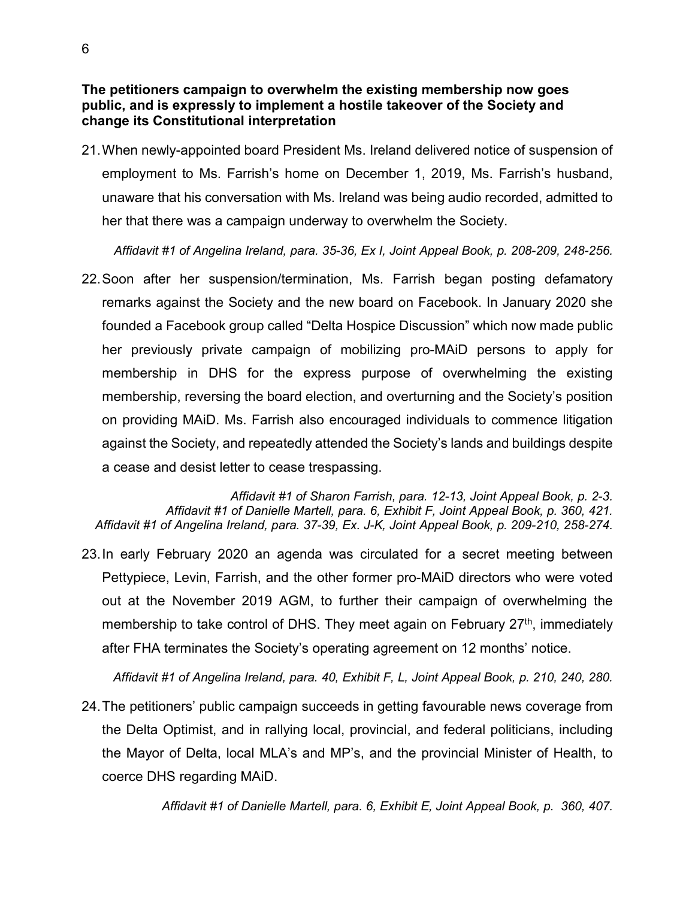**The petitioners campaign to overwhelm the existing membership now goes public, and is expressly to implement a hostile takeover of the Society and change its Constitutional interpretation**

21. When newly-appointed board President Ms. Ireland delivered notice of suspension of employment to Ms. Farrish's home on December 1, 2019, Ms. Farrish's husband, unaware that his conversation with Ms. Ireland was being audio recorded, admitted to her that there was a campaign underway to overwhelm the Society.

*Affidavit #1 of Angelina Ireland, para. 35-36, Ex I, Joint Appeal Book, p. 208-209, 248-256.*

22. Soon after her suspension/termination, Ms. Farrish began posting defamatory remarks against the Society and the new board on Facebook. In January 2020 she founded a Facebook group called "Delta Hospice Discussion" which now made public her previously private campaign of mobilizing pro-MAiD persons to apply for membership in DHS for the express purpose of overwhelming the existing membership, reversing the board election, and overturning and the Society's position on providing MAiD. Ms. Farrish also encouraged individuals to commence litigation against the Society, and repeatedly attended the Society's lands and buildings despite a cease and desist letter to cease trespassing.

*Affidavit #1 of Sharon Farrish, para. 12-13, Joint Appeal Book, p. 2-3.*
*Affidavit #1 of Danielle Martell, para. 6, Exhibit F, Joint Appeal Book, p. 360, 421.*
*Affidavit #1 of Angelina Ireland, para. 37-39, Ex. J-K, Joint Appeal Book, p. 209-210, 258-274.*

23. In early February 2020 an agenda was circulated for a secret meeting between Pettypiece, Levin, Farrish, and the other former pro-MAiD directors who were voted out at the November 2019 AGM, to further their campaign of overwhelming the membership to take control of DHS. They meet again on February 27th, immediately after FHA terminates the Society's operating agreement on 12 months' notice.

*Affidavit #1 of Angelina Ireland, para. 40, Exhibit F, L, Joint Appeal Book, p. 210, 240, 280.*

24. The petitioners' public campaign succeeds in getting favourable news coverage from the Delta Optimist, and in rallying local, provincial, and federal politicians, including the Mayor of Delta, local MLA's and MP's, and the provincial Minister of Health, to coerce DHS regarding MAiD.

*Affidavit #1 of Danielle Martell, para. 6, Exhibit E, Joint Appeal Book, p. 360, 407.*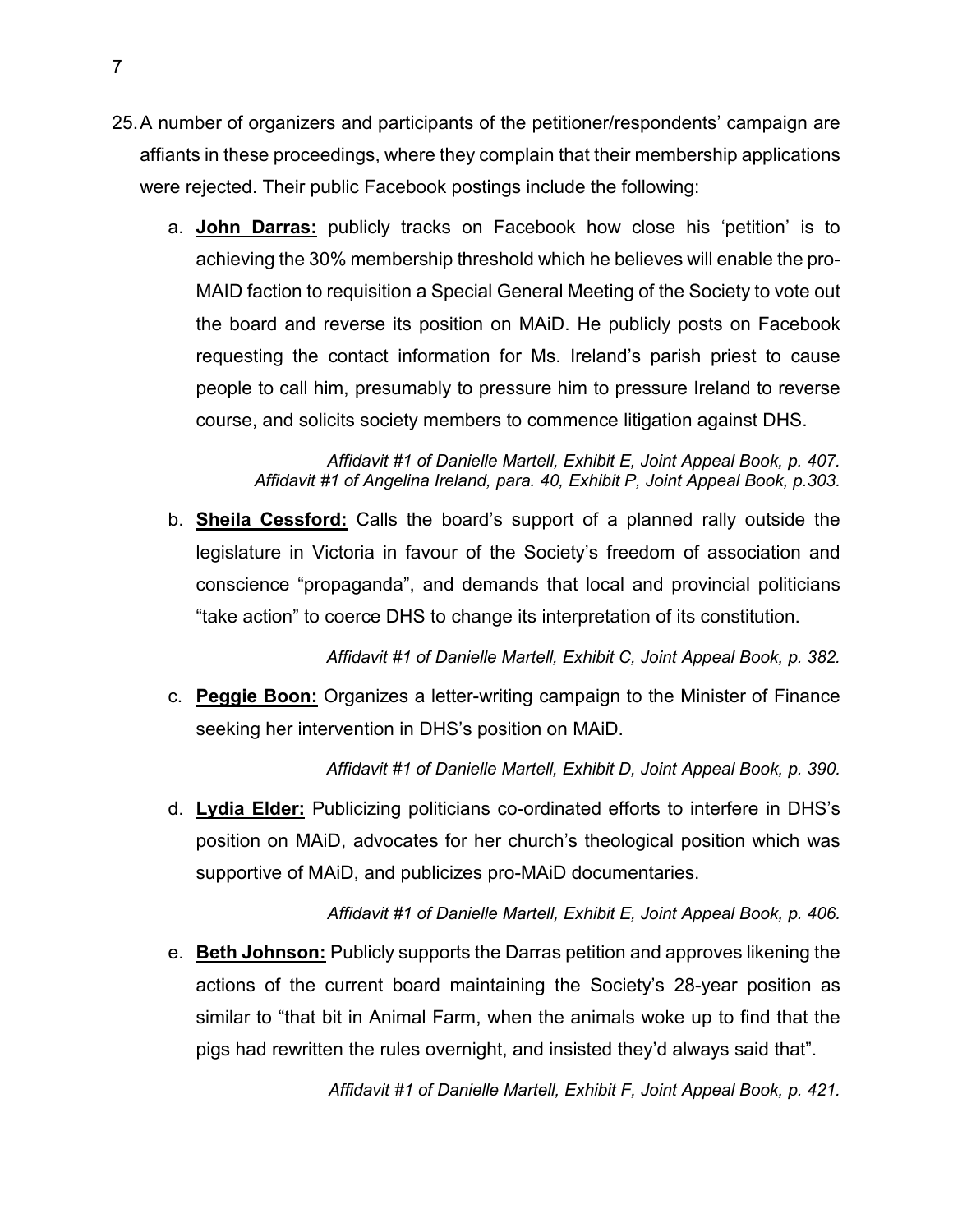25. A number of organizers and participants of the petitioner/respondents' campaign are affiants in these proceedings, where they complain that their membership applications were rejected. Their public Facebook postings include the following:

   a. **<u>John Darras:</u>** publicly tracks on Facebook how close his 'petition' is to achieving the 30% membership threshold which he believes will enable the pro-MAID faction to requisition a Special General Meeting of the Society to vote out the board and reverse its position on MAiD. He publicly posts on Facebook requesting the contact information for Ms. Ireland's parish priest to cause people to call him, presumably to pressure him to pressure Ireland to reverse course, and solicits society members to commence litigation against DHS.

   *Affidavit #1 of Danielle Martell, Exhibit E, Joint Appeal Book, p. 407.*
   *Affidavit #1 of Angelina Ireland, para. 40, Exhibit P, Joint Appeal Book, p.303.*

   b. **<u>Sheila Cessford:</u>** Calls the board's support of a planned rally outside the legislature in Victoria in favour of the Society's freedom of association and conscience "propaganda", and demands that local and provincial politicians "take action" to coerce DHS to change its interpretation of its constitution.

   *Affidavit #1 of Danielle Martell, Exhibit C, Joint Appeal Book, p. 382.*

   c. **<u>Peggie Boon:</u>** Organizes a letter-writing campaign to the Minister of Finance seeking her intervention in DHS's position on MAiD.

   *Affidavit #1 of Danielle Martell, Exhibit D, Joint Appeal Book, p. 390.*

   d. **<u>Lydia Elder:</u>** Publicizing politicians co-ordinated efforts to interfere in DHS's position on MAiD, advocates for her church's theological position which was supportive of MAiD, and publicizes pro-MAiD documentaries.

   *Affidavit #1 of Danielle Martell, Exhibit E, Joint Appeal Book, p. 406.*

   e. **<u>Beth Johnson:</u>** Publicly supports the Darras petition and approves likening the actions of the current board maintaining the Society's 28-year position as similar to "that bit in Animal Farm, when the animals woke up to find that the pigs had rewritten the rules overnight, and insisted they'd always said that".

   *Affidavit #1 of Danielle Martell, Exhibit F, Joint Appeal Book, p. 421.*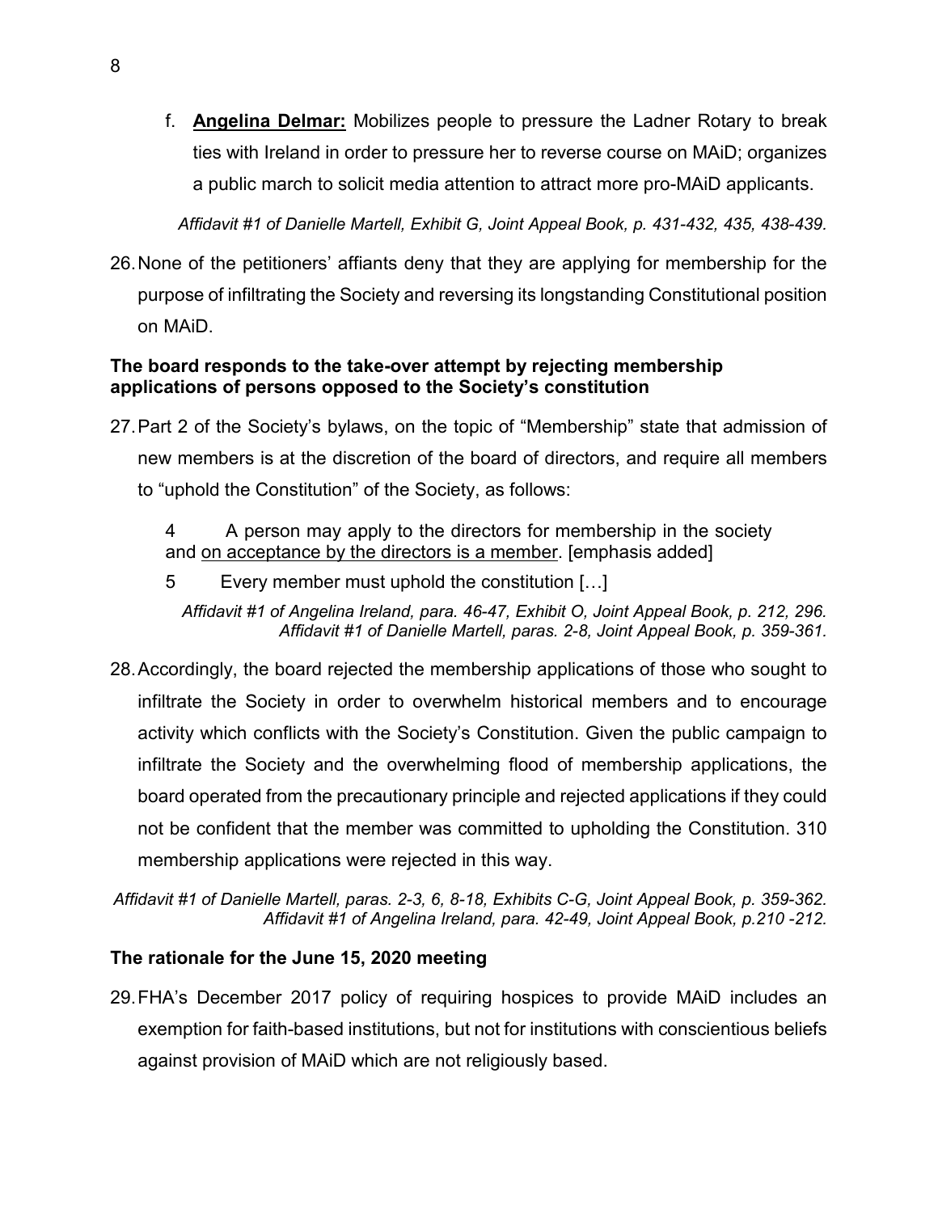f. **<u>Angelina Delmar:</u>** Mobilizes people to pressure the Ladner Rotary to break ties with Ireland in order to pressure her to reverse course on MAiD; organizes a public march to solicit media attention to attract more pro-MAiD applicants.

*Affidavit #1 of Danielle Martell, Exhibit G, Joint Appeal Book, p. 431-432, 435, 438-439.*

26. None of the petitioners' affiants deny that they are applying for membership for the purpose of infiltrating the Society and reversing its longstanding Constitutional position on MAiD.

### The board responds to the take-over attempt by rejecting membership applications of persons opposed to the Society's constitution

27. Part 2 of the Society's bylaws, on the topic of "Membership" state that admission of new members is at the discretion of the board of directors, and require all members to "uphold the Constitution" of the Society, as follows:

> 4 A person may apply to the directors for membership in the society and <u>on acceptance by the directors is a member</u>. [emphasis added]
>
> 5 Every member must uphold the constitution […]

*Affidavit #1 of Angelina Ireland, para. 46-47, Exhibit O, Joint Appeal Book, p. 212, 296.*
*Affidavit #1 of Danielle Martell, paras. 2-8, Joint Appeal Book, p. 359-361.*

28. Accordingly, the board rejected the membership applications of those who sought to infiltrate the Society in order to overwhelm historical members and to encourage activity which conflicts with the Society's Constitution. Given the public campaign to infiltrate the Society and the overwhelming flood of membership applications, the board operated from the precautionary principle and rejected applications if they could not be confident that the member was committed to upholding the Constitution. 310 membership applications were rejected in this way.

*Affidavit #1 of Danielle Martell, paras. 2-3, 6, 8-18, Exhibits C-G, Joint Appeal Book, p. 359-362.*
*Affidavit #1 of Angelina Ireland, para. 42-49, Joint Appeal Book, p.210 -212.*

### The rationale for the June 15, 2020 meeting

29. FHA's December 2017 policy of requiring hospices to provide MAiD includes an exemption for faith-based institutions, but not for institutions with conscientious beliefs against provision of MAiD which are not religiously based.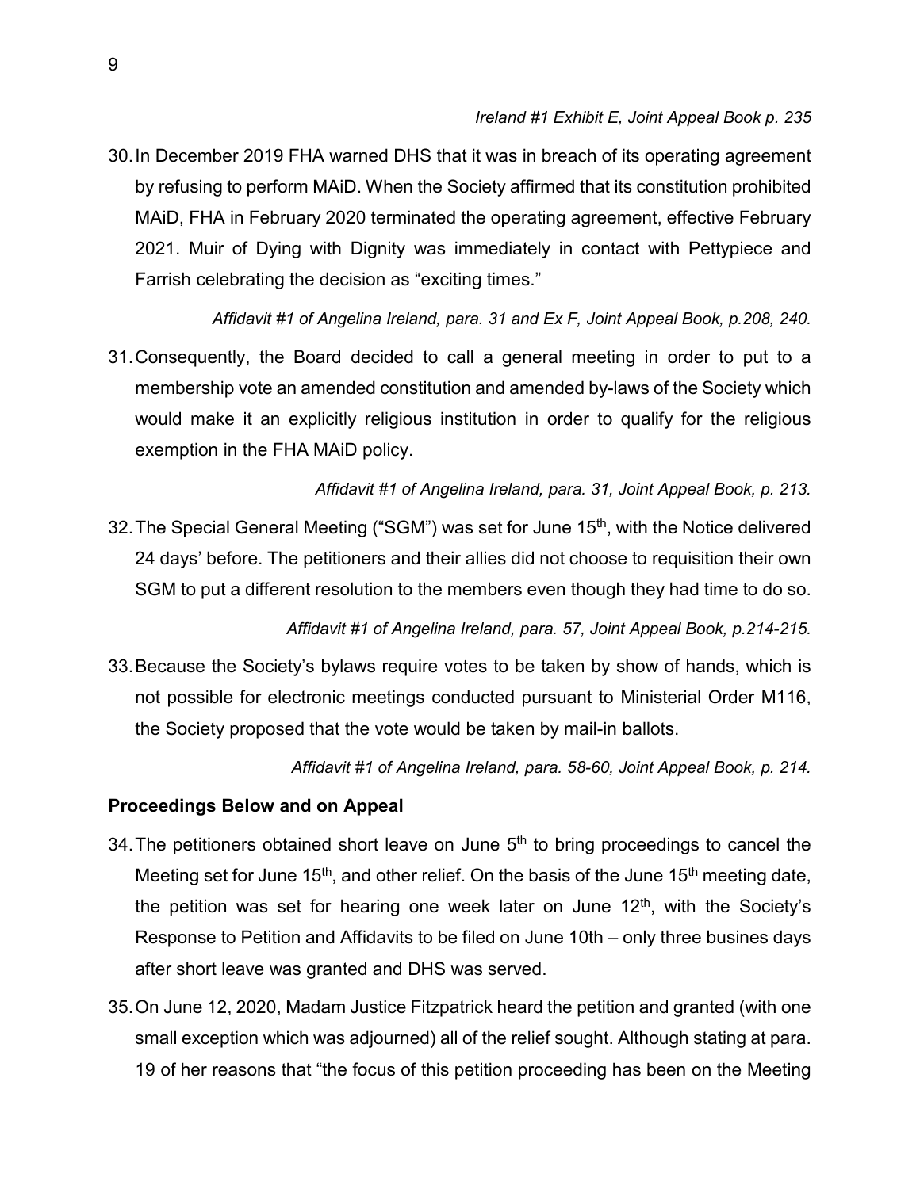*Ireland #1 Exhibit E, Joint Appeal Book p. 235*

30. In December 2019 FHA warned DHS that it was in breach of its operating agreement by refusing to perform MAiD. When the Society affirmed that its constitution prohibited MAiD, FHA in February 2020 terminated the operating agreement, effective February 2021. Muir of Dying with Dignity was immediately in contact with Pettypiece and Farrish celebrating the decision as "exciting times."

*Affidavit #1 of Angelina Ireland, para. 31 and Ex F, Joint Appeal Book, p.208, 240.*

31. Consequently, the Board decided to call a general meeting in order to put to a membership vote an amended constitution and amended by-laws of the Society which would make it an explicitly religious institution in order to qualify for the religious exemption in the FHA MAiD policy.

*Affidavit #1 of Angelina Ireland, para. 31, Joint Appeal Book, p. 213.*

32. The Special General Meeting ("SGM") was set for June 15th, with the Notice delivered 24 days' before. The petitioners and their allies did not choose to requisition their own SGM to put a different resolution to the members even though they had time to do so.

*Affidavit #1 of Angelina Ireland, para. 57, Joint Appeal Book, p.214-215.*

33. Because the Society's bylaws require votes to be taken by show of hands, which is not possible for electronic meetings conducted pursuant to Ministerial Order M116, the Society proposed that the vote would be taken by mail-in ballots.

*Affidavit #1 of Angelina Ireland, para. 58-60, Joint Appeal Book, p. 214.*

**Proceedings Below and on Appeal**

34. The petitioners obtained short leave on June 5th to bring proceedings to cancel the Meeting set for June 15th, and other relief. On the basis of the June 15th meeting date, the petition was set for hearing one week later on June 12th, with the Society's Response to Petition and Affidavits to be filed on June 10th – only three busines days after short leave was granted and DHS was served.

35. On June 12, 2020, Madam Justice Fitzpatrick heard the petition and granted (with one small exception which was adjourned) all of the relief sought. Although stating at para. 19 of her reasons that "the focus of this petition proceeding has been on the Meeting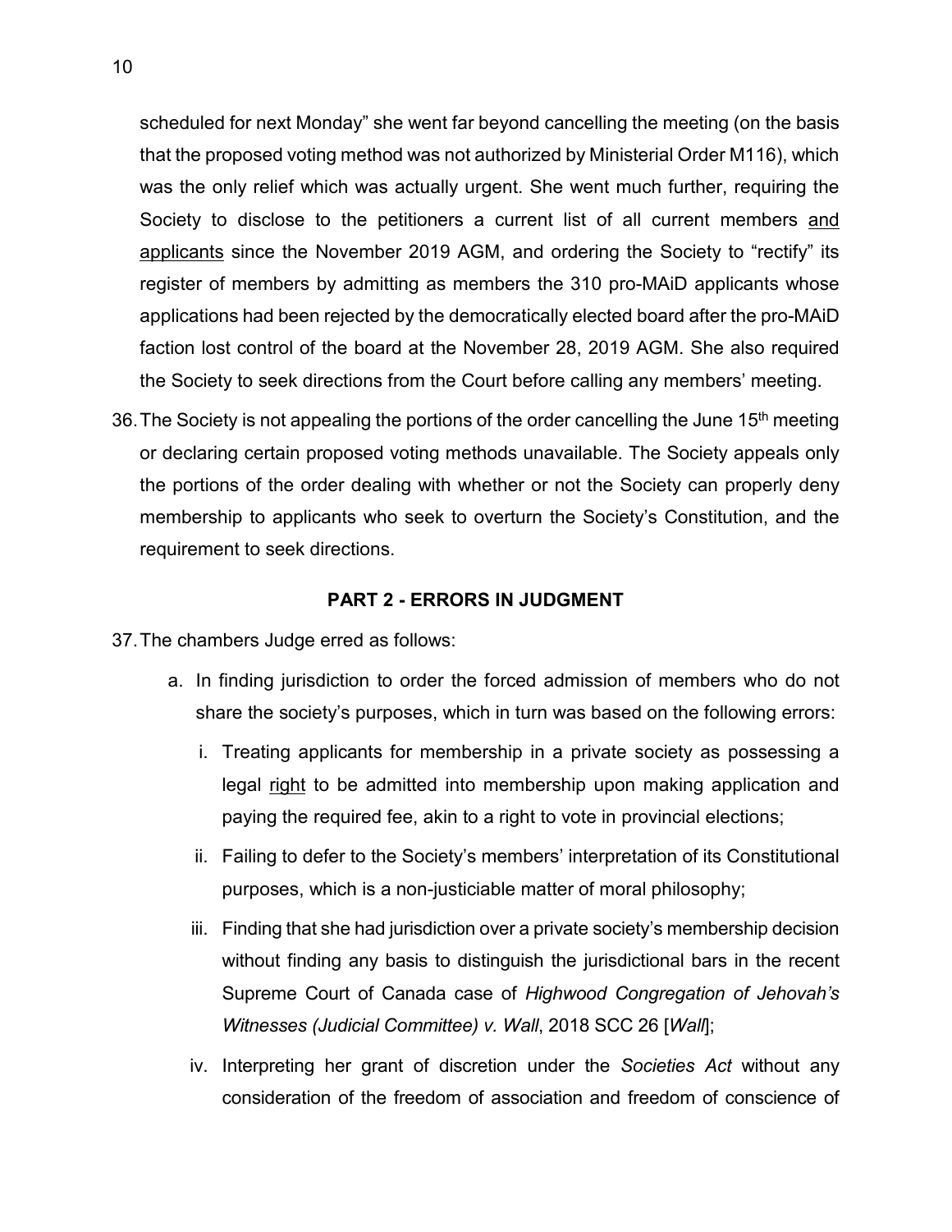scheduled for next Monday" she went far beyond cancelling the meeting (on the basis that the proposed voting method was not authorized by Ministerial Order M116), which was the only relief which was actually urgent. She went much further, requiring the Society to disclose to the petitioners a current list of all current members <u>and applicants</u> since the November 2019 AGM, and ordering the Society to "rectify" its register of members by admitting as members the 310 pro-MAiD applicants whose applications had been rejected by the democratically elected board after the pro-MAiD faction lost control of the board at the November 28, 2019 AGM. She also required the Society to seek directions from the Court before calling any members' meeting.

36. The Society is not appealing the portions of the order cancelling the June 15th meeting or declaring certain proposed voting methods unavailable. The Society appeals only the portions of the order dealing with whether or not the Society can properly deny membership to applicants who seek to overturn the Society's Constitution, and the requirement to seek directions.

## PART 2 - ERRORS IN JUDGMENT

37. The chambers Judge erred as follows:

    a. In finding jurisdiction to order the forced admission of members who do not share the society's purposes, which in turn was based on the following errors:

        i. Treating applicants for membership in a private society as possessing a legal <u>right</u> to be admitted into membership upon making application and paying the required fee, akin to a right to vote in provincial elections;

        ii. Failing to defer to the Society's members' interpretation of its Constitutional purposes, which is a non-justiciable matter of moral philosophy;

        iii. Finding that she had jurisdiction over a private society's membership decision without finding any basis to distinguish the jurisdictional bars in the recent Supreme Court of Canada case of *Highwood Congregation of Jehovah's Witnesses (Judicial Committee) v. Wall*, 2018 SCC 26 [*Wall*];

        iv. Interpreting her grant of discretion under the *Societies Act* without any consideration of the freedom of association and freedom of conscience of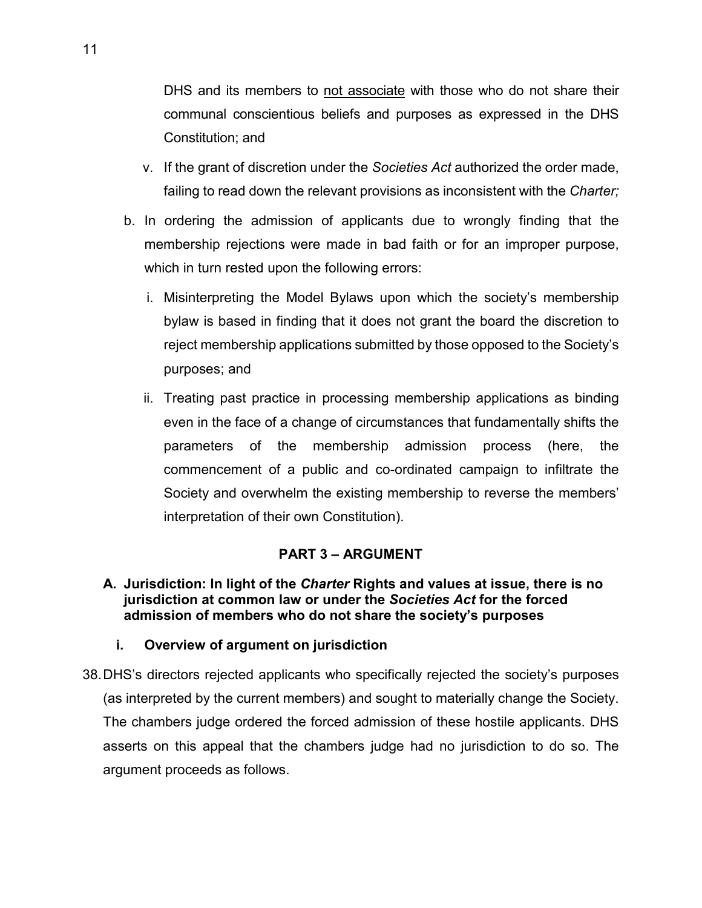DHS and its members to <u>not associate</u> with those who do not share their communal conscientious beliefs and purposes as expressed in the DHS Constitution; and

   v. If the grant of discretion under the *Societies Act* authorized the order made, failing to read down the relevant provisions as inconsistent with the *Charter;*

b. In ordering the admission of applicants due to wrongly finding that the membership rejections were made in bad faith or for an improper purpose, which in turn rested upon the following errors:

   i. Misinterpreting the Model Bylaws upon which the society's membership bylaw is based in finding that it does not grant the board the discretion to reject membership applications submitted by those opposed to the Society's purposes; and

   ii. Treating past practice in processing membership applications as binding even in the face of a change of circumstances that fundamentally shifts the parameters of the membership admission process (here, the commencement of a public and co-ordinated campaign to infiltrate the Society and overwhelm the existing membership to reverse the members' interpretation of their own Constitution).

## PART 3 – ARGUMENT

### A. Jurisdiction: In light of the *Charter* Rights and values at issue, there is no jurisdiction at common law or under the *Societies Act* for the forced admission of members who do not share the society's purposes

#### i. Overview of argument on jurisdiction

38. DHS's directors rejected applicants who specifically rejected the society's purposes (as interpreted by the current members) and sought to materially change the Society. The chambers judge ordered the forced admission of these hostile applicants. DHS asserts on this appeal that the chambers judge had no jurisdiction to do so. The argument proceeds as follows.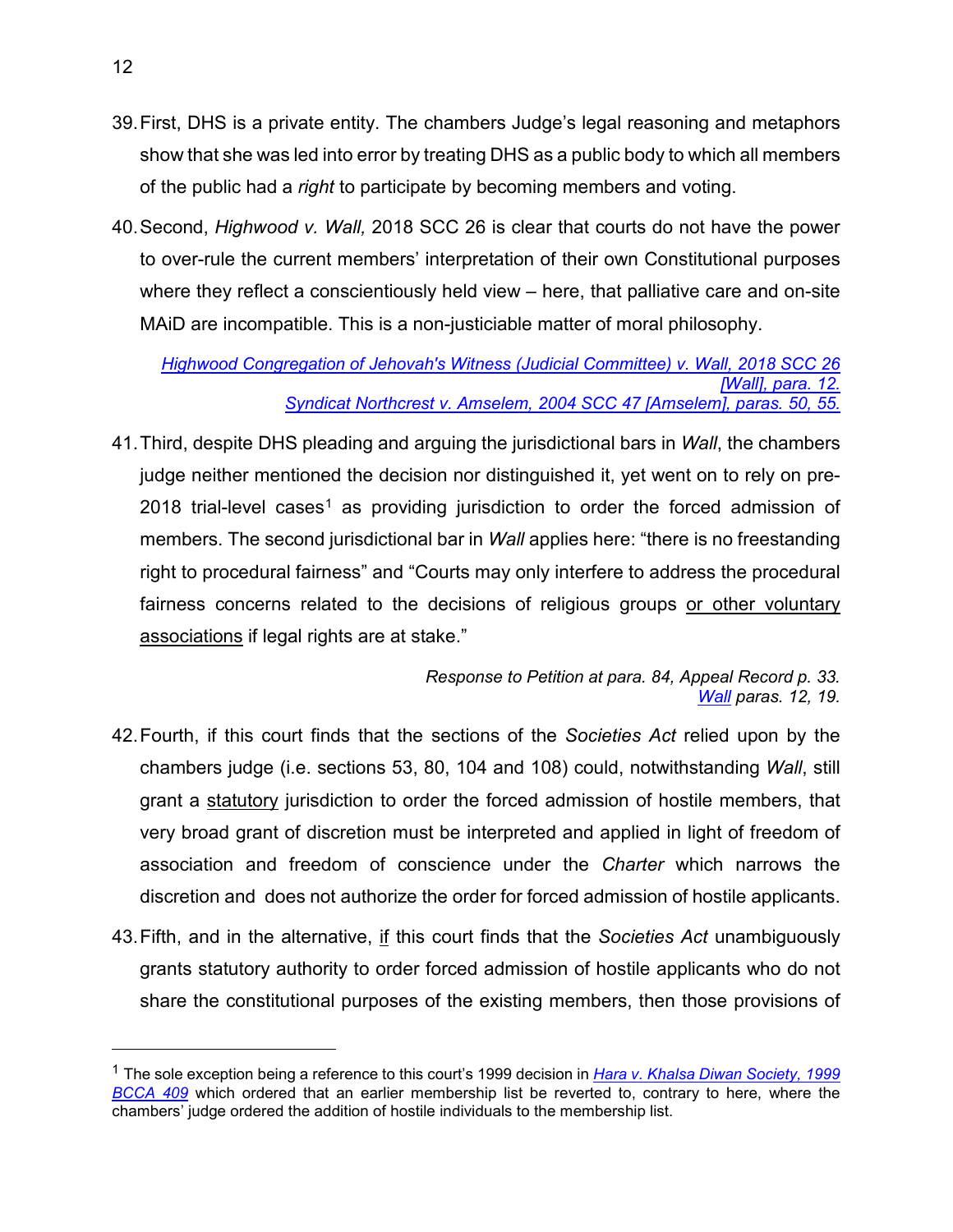39. First, DHS is a private entity. The chambers Judge's legal reasoning and metaphors show that she was led into error by treating DHS as a public body to which all members of the public had a *right* to participate by becoming members and voting.

40. Second, *Highwood v. Wall,* 2018 SCC 26 is clear that courts do not have the power to over-rule the current members' interpretation of their own Constitutional purposes where they reflect a conscientiously held view – here, that palliative care and on-site MAiD are incompatible. This is a non-justiciable matter of moral philosophy.

> *Highwood Congregation of Jehovah's Witness (Judicial Committee) v. Wall, 2018 SCC 26 [Wall], para. 12.*
> *Syndicat Northcrest v. Amselem, 2004 SCC 47 [Amselem], paras. 50, 55.*

41. Third, despite DHS pleading and arguing the jurisdictional bars in *Wall*, the chambers judge neither mentioned the decision nor distinguished it, yet went on to rely on pre-2018 trial-level cases[1] as providing jurisdiction to order the forced admission of members. The second jurisdictional bar in *Wall* applies here: "there is no freestanding right to procedural fairness" and "Courts may only interfere to address the procedural fairness concerns related to the decisions of religious groups <u>or other voluntary associations</u> if legal rights are at stake."

> *Response to Petition at para. 84, Appeal Record p. 33.*
> *Wall paras. 12, 19.*

42. Fourth, if this court finds that the sections of the *Societies Act* relied upon by the chambers judge (i.e. sections 53, 80, 104 and 108) could, notwithstanding *Wall*, still grant a <u>statutory</u> jurisdiction to order the forced admission of hostile members, that very broad grant of discretion must be interpreted and applied in light of freedom of association and freedom of conscience under the *Charter* which narrows the discretion and does not authorize the order for forced admission of hostile applicants.

43. Fifth, and in the alternative, <u>if</u> this court finds that the *Societies Act* unambiguously grants statutory authority to order forced admission of hostile applicants who do not share the constitutional purposes of the existing members, then those provisions of

---

[1] The sole exception being a reference to this court's 1999 decision in *Hara v. Khalsa Diwan Society, 1999 BCCA 409* which ordered that an earlier membership list be reverted to, contrary to here, where the chambers' judge ordered the addition of hostile individuals to the membership list.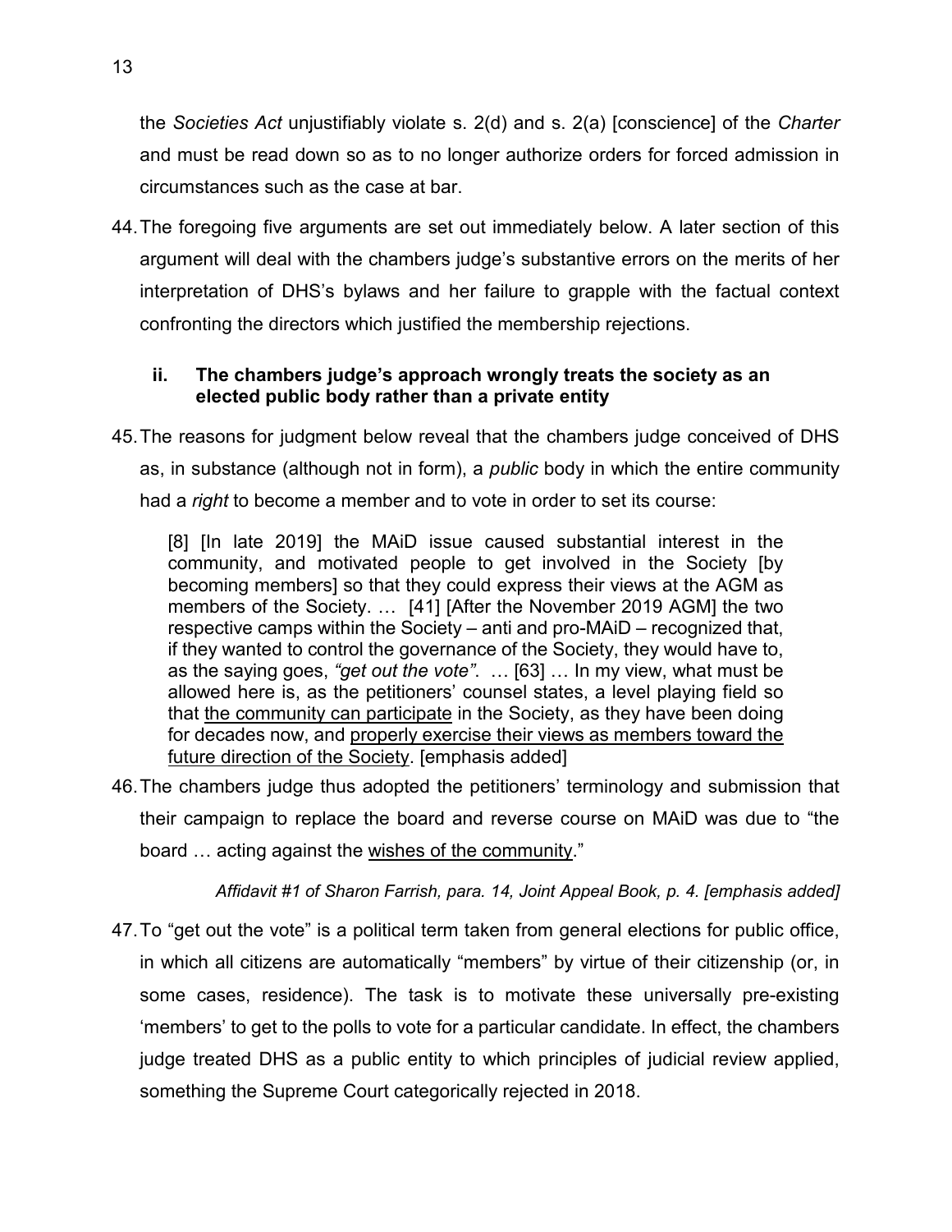the *Societies Act* unjustifiably violate s. 2(d) and s. 2(a) [conscience] of the *Charter* and must be read down so as to no longer authorize orders for forced admission in circumstances such as the case at bar.

44. The foregoing five arguments are set out immediately below. A later section of this argument will deal with the chambers judge's substantive errors on the merits of her interpretation of DHS's bylaws and her failure to grapple with the factual context confronting the directors which justified the membership rejections.

### ii. The chambers judge's approach wrongly treats the society as an elected public body rather than a private entity

45. The reasons for judgment below reveal that the chambers judge conceived of DHS as, in substance (although not in form), a *public* body in which the entire community had a *right* to become a member and to vote in order to set its course:

> [8] [In late 2019] the MAiD issue caused substantial interest in the community, and motivated people to get involved in the Society [by becoming members] so that they could express their views at the AGM as members of the Society. … [41] [After the November 2019 AGM] the two respective camps within the Society – anti and pro-MAiD – recognized that, if they wanted to control the governance of the Society, they would have to, as the saying goes, *"get out the vote"*. … [63] … In my view, what must be allowed here is, as the petitioners' counsel states, a level playing field so that <u>the community can participate</u> in the Society, as they have been doing for decades now, and <u>properly exercise their views as members toward the future direction of the Society</u>. [emphasis added]

46. The chambers judge thus adopted the petitioners' terminology and submission that their campaign to replace the board and reverse course on MAiD was due to "the board … acting against the <u>wishes of the community</u>."

*Affidavit #1 of Sharon Farrish, para. 14, Joint Appeal Book, p. 4. [emphasis added]*

47. To "get out the vote" is a political term taken from general elections for public office, in which all citizens are automatically "members" by virtue of their citizenship (or, in some cases, residence). The task is to motivate these universally pre-existing 'members' to get to the polls to vote for a particular candidate. In effect, the chambers judge treated DHS as a public entity to which principles of judicial review applied, something the Supreme Court categorically rejected in 2018.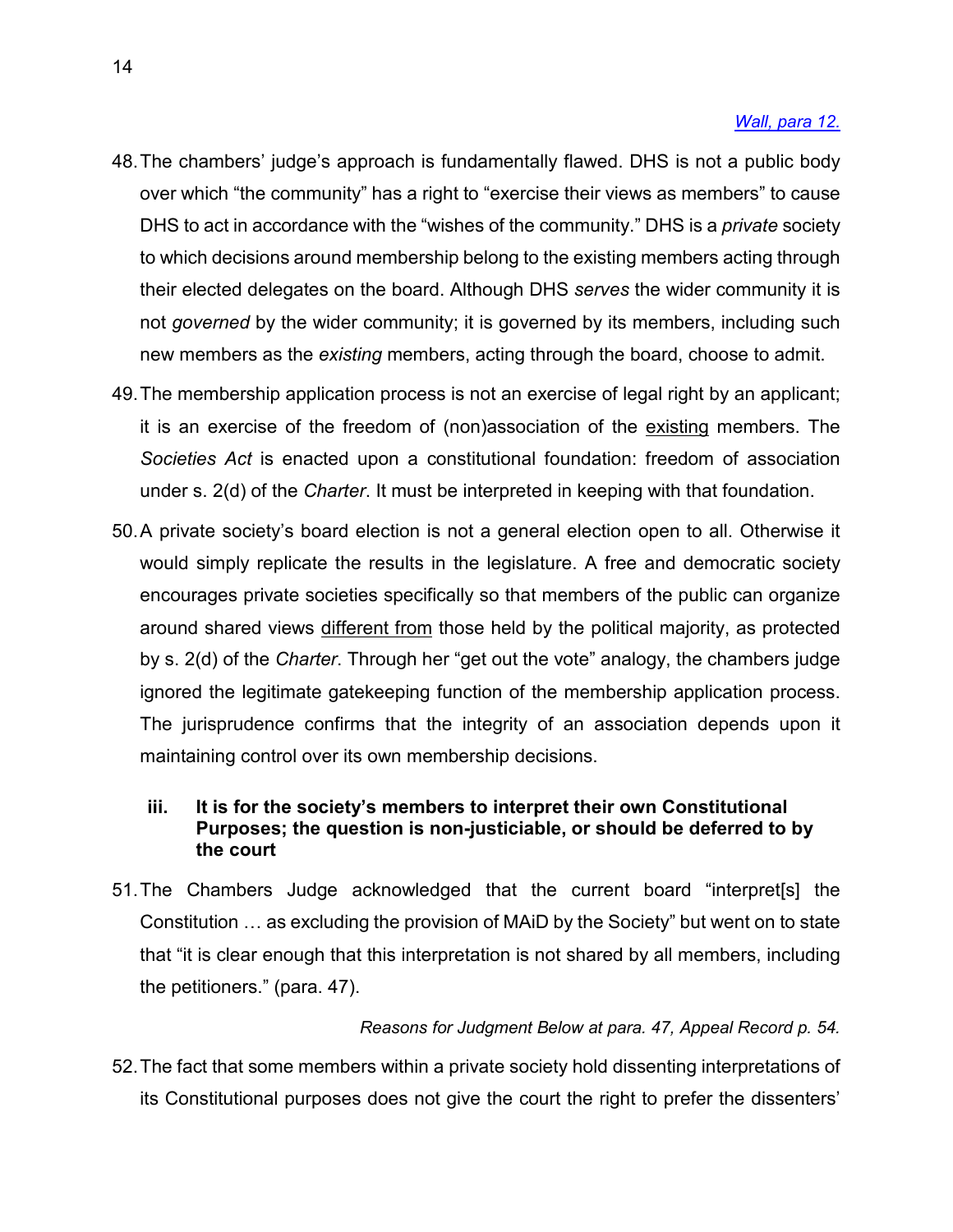*Wall, para 12.*

48. The chambers' judge's approach is fundamentally flawed. DHS is not a public body over which "the community" has a right to "exercise their views as members" to cause DHS to act in accordance with the "wishes of the community." DHS is a *private* society to which decisions around membership belong to the existing members acting through their elected delegates on the board. Although DHS *serves* the wider community it is not *governed* by the wider community; it is governed by its members, including such new members as the *existing* members, acting through the board, choose to admit.

49. The membership application process is not an exercise of legal right by an applicant; it is an exercise of the freedom of (non)association of the existing members. The *Societies Act* is enacted upon a constitutional foundation: freedom of association under s. 2(d) of the *Charter*. It must be interpreted in keeping with that foundation.

50. A private society's board election is not a general election open to all. Otherwise it would simply replicate the results in the legislature. A free and democratic society encourages private societies specifically so that members of the public can organize around shared views different from those held by the political majority, as protected by s. 2(d) of the *Charter*. Through her "get out the vote" analogy, the chambers judge ignored the legitimate gatekeeping function of the membership application process. The jurisprudence confirms that the integrity of an association depends upon it maintaining control over its own membership decisions.

### iii. It is for the society's members to interpret their own Constitutional Purposes; the question is non-justiciable, or should be deferred to by the court

51. The Chambers Judge acknowledged that the current board "interpret[s] the Constitution … as excluding the provision of MAiD by the Society" but went on to state that "it is clear enough that this interpretation is not shared by all members, including the petitioners." (para. 47).

*Reasons for Judgment Below at para. 47, Appeal Record p. 54.*

52. The fact that some members within a private society hold dissenting interpretations of its Constitutional purposes does not give the court the right to prefer the dissenters'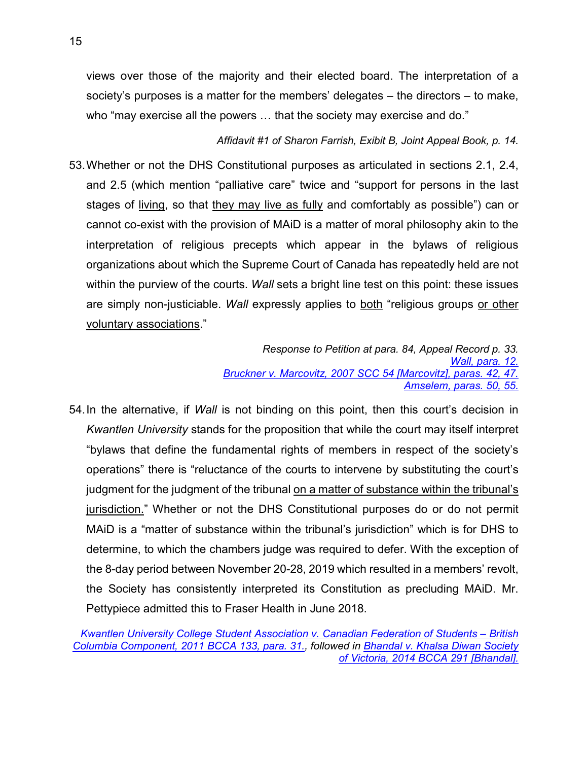views over those of the majority and their elected board. The interpretation of a society's purposes is a matter for the members' delegates – the directors – to make, who "may exercise all the powers … that the society may exercise and do."

*Affidavit #1 of Sharon Farrish, Exibit B, Joint Appeal Book, p. 14.*

53. Whether or not the DHS Constitutional purposes as articulated in sections 2.1, 2.4, and 2.5 (which mention "palliative care" twice and "support for persons in the last stages of <u>living</u>, so that <u>they may live as fully</u> and comfortably as possible") can or cannot co-exist with the provision of MAiD is a matter of moral philosophy akin to the interpretation of religious precepts which appear in the bylaws of religious organizations about which the Supreme Court of Canada has repeatedly held are not within the purview of the courts. *Wall* sets a bright line test on this point: these issues are simply non-justiciable. *Wall* expressly applies to <u>both</u> "religious groups <u>or other voluntary associations</u>."

*Response to Petition at para. 84, Appeal Record p. 33.*
*Wall, para. 12.*
*Bruckner v. Marcovitz, 2007 SCC 54 [Marcovitz], paras. 42, 47.*
*Amselem, paras. 50, 55.*

54. In the alternative, if *Wall* is not binding on this point, then this court's decision in *Kwantlen University* stands for the proposition that while the court may itself interpret "bylaws that define the fundamental rights of members in respect of the society's operations" there is "reluctance of the courts to intervene by substituting the court's judgment for the judgment of the tribunal <u>on a matter of substance within the tribunal's jurisdiction.</u>" Whether or not the DHS Constitutional purposes do or do not permit MAiD is a "matter of substance within the tribunal's jurisdiction" which is for DHS to determine, to which the chambers judge was required to defer. With the exception of the 8-day period between November 20-28, 2019 which resulted in a members' revolt, the Society has consistently interpreted its Constitution as precluding MAiD. Mr. Pettypiece admitted this to Fraser Health in June 2018.

*Kwantlen University College Student Association v. Canadian Federation of Students – British Columbia Component, 2011 BCCA 133, para. 31., followed in Bhandal v. Khalsa Diwan Society of Victoria, 2014 BCCA 291 [Bhandal].*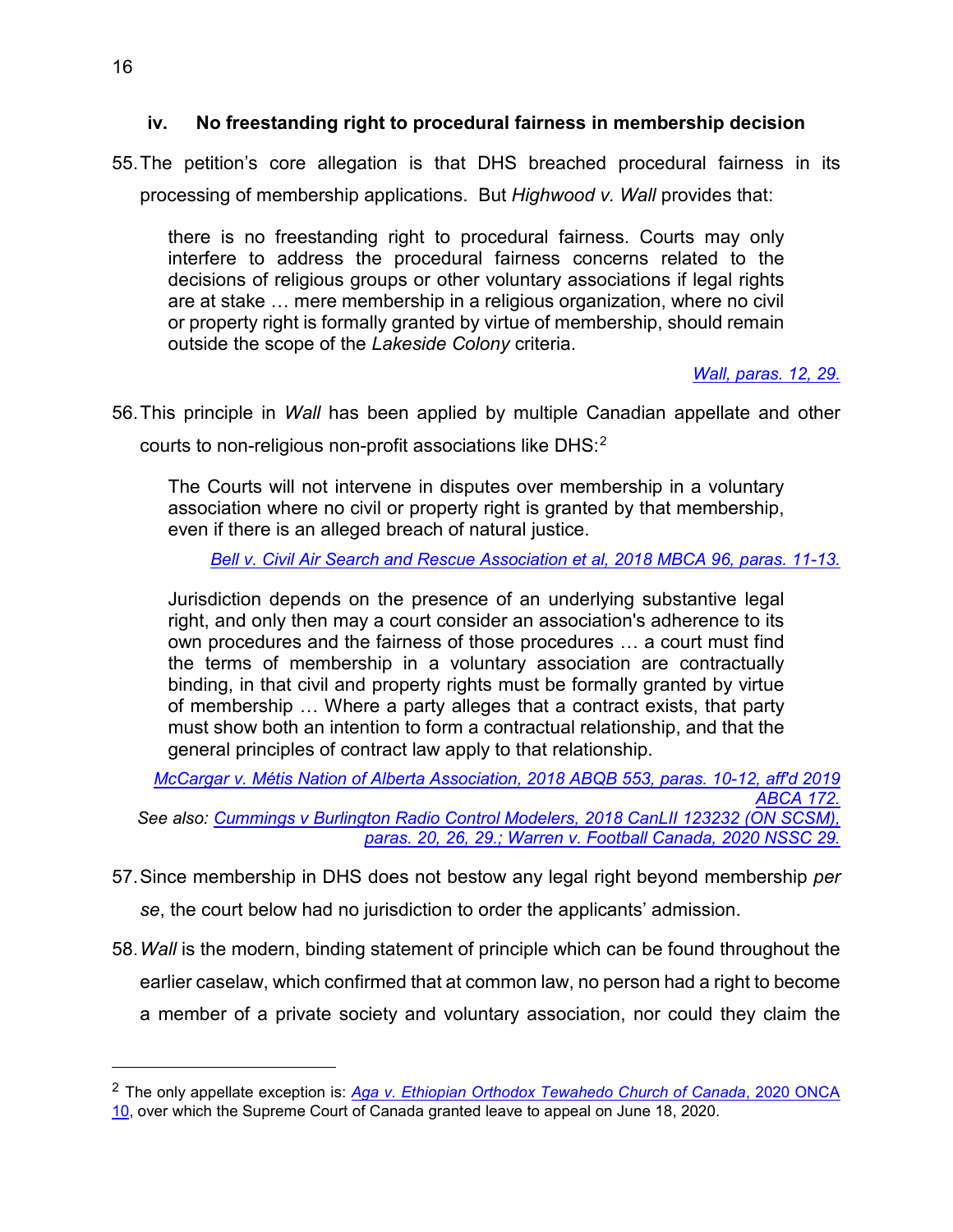### iv. No freestanding right to procedural fairness in membership decision

55. The petition's core allegation is that DHS breached procedural fairness in its processing of membership applications. But *Highwood v. Wall* provides that:

> there is no freestanding right to procedural fairness. Courts may only interfere to address the procedural fairness concerns related to the decisions of religious groups or other voluntary associations if legal rights are at stake … mere membership in a religious organization, where no civil or property right is formally granted by virtue of membership, should remain outside the scope of the *Lakeside Colony* criteria.
>
> *Wall, paras. 12, 29.*

56. This principle in *Wall* has been applied by multiple Canadian appellate and other courts to non-religious non-profit associations like DHS:[2]

> The Courts will not intervene in disputes over membership in a voluntary association where no civil or property right is granted by that membership, even if there is an alleged breach of natural justice.
>
> *Bell v. Civil Air Search and Rescue Association et al, 2018 MBCA 96, paras. 11-13.*

> Jurisdiction depends on the presence of an underlying substantive legal right, and only then may a court consider an association's adherence to its own procedures and the fairness of those procedures … a court must find the terms of membership in a voluntary association are contractually binding, in that civil and property rights must be formally granted by virtue of membership … Where a party alleges that a contract exists, that party must show both an intention to form a contractual relationship, and that the general principles of contract law apply to that relationship.
>
> *McCargar v. Métis Nation of Alberta Association, 2018 ABQB 553, paras. 10-12, aff'd 2019 ABCA 172.*
>
> *See also: Cummings v Burlington Radio Control Modelers, 2018 CanLII 123232 (ON SCSM), paras. 20, 26, 29.; Warren v. Football Canada, 2020 NSSC 29.*

57. Since membership in DHS does not bestow any legal right beyond membership *per se*, the court below had no jurisdiction to order the applicants' admission.

58. *Wall* is the modern, binding statement of principle which can be found throughout the earlier caselaw, which confirmed that at common law, no person had a right to become a member of a private society and voluntary association, nor could they claim the

---

[2] The only appellate exception is: *Aga v. Ethiopian Orthodox Tewahedo Church of Canada*, 2020 ONCA 10, over which the Supreme Court of Canada granted leave to appeal on June 18, 2020.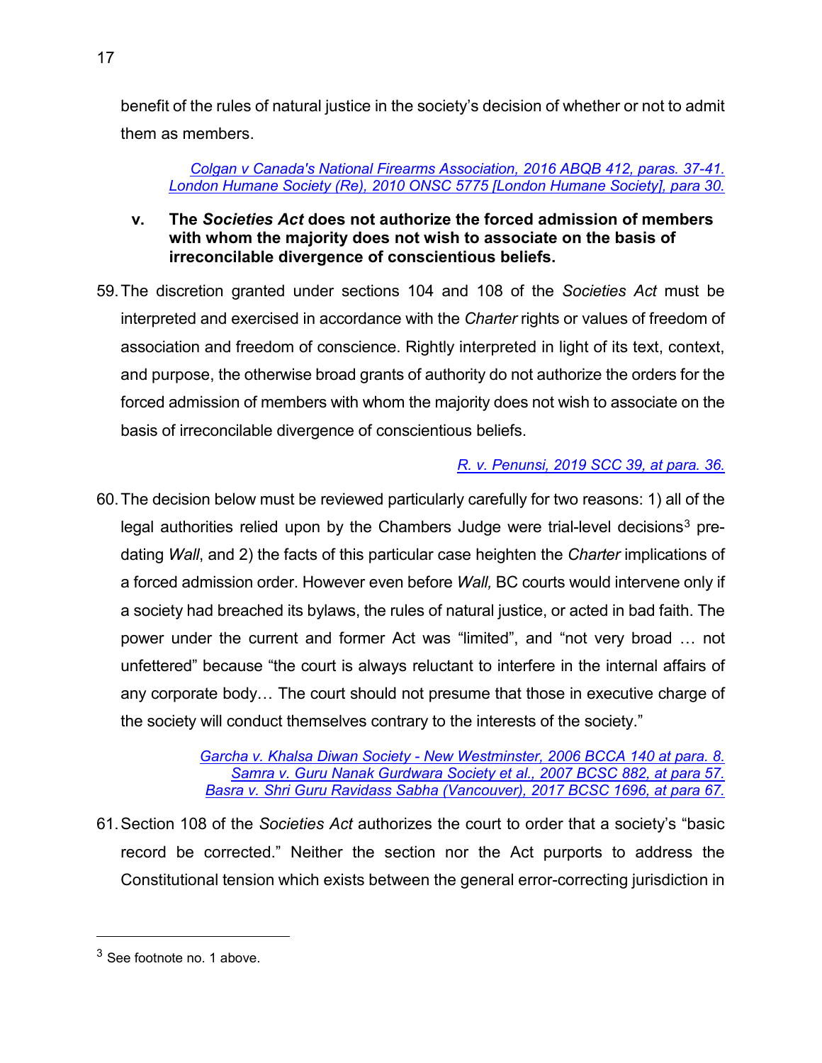benefit of the rules of natural justice in the society's decision of whether or not to admit them as members.

> *Colgan v Canada's National Firearms Association, 2016 ABQB 412, paras. 37-41.*
> *London Humane Society (Re), 2010 ONSC 5775 [London Humane Society], para 30.*

**v. The *Societies Act* does not authorize the forced admission of members with whom the majority does not wish to associate on the basis of irreconcilable divergence of conscientious beliefs.**

59. The discretion granted under sections 104 and 108 of the *Societies Act* must be interpreted and exercised in accordance with the *Charter* rights or values of freedom of association and freedom of conscience. Rightly interpreted in light of its text, context, and purpose, the otherwise broad grants of authority do not authorize the orders for the forced admission of members with whom the majority does not wish to associate on the basis of irreconcilable divergence of conscientious beliefs.

> *R. v. Penunsi, 2019 SCC 39, at para. 36.*

60. The decision below must be reviewed particularly carefully for two reasons: 1) all of the legal authorities relied upon by the Chambers Judge were trial-level decisions[3] pre-dating *Wall*, and 2) the facts of this particular case heighten the *Charter* implications of a forced admission order. However even before *Wall,* BC courts would intervene only if a society had breached its bylaws, the rules of natural justice, or acted in bad faith. The power under the current and former Act was "limited", and "not very broad … not unfettered" because "the court is always reluctant to interfere in the internal affairs of any corporate body… The court should not presume that those in executive charge of the society will conduct themselves contrary to the interests of the society."

> *Garcha v. Khalsa Diwan Society - New Westminster, 2006 BCCA 140 at para. 8.*
> *Samra v. Guru Nanak Gurdwara Society et al., 2007 BCSC 882, at para 57.*
> *Basra v. Shri Guru Ravidass Sabha (Vancouver), 2017 BCSC 1696, at para 67.*

61. Section 108 of the *Societies Act* authorizes the court to order that a society's "basic record be corrected." Neither the section nor the Act purports to address the Constitutional tension which exists between the general error-correcting jurisdiction in

---

[3] See footnote no. 1 above.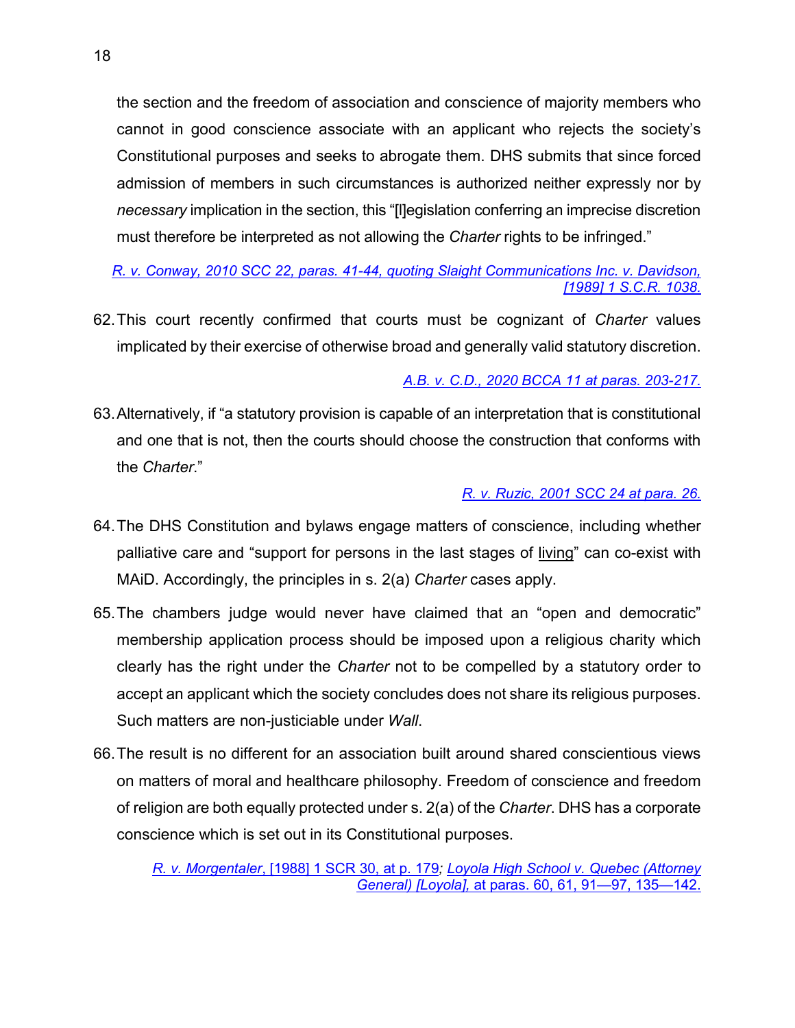the section and the freedom of association and conscience of majority members who cannot in good conscience associate with an applicant who rejects the society's Constitutional purposes and seeks to abrogate them. DHS submits that since forced admission of members in such circumstances is authorized neither expressly nor by *necessary* implication in the section, this "[l]egislation conferring an imprecise discretion must therefore be interpreted as not allowing the *Charter* rights to be infringed."

*R. v. Conway, 2010 SCC 22, paras. 41-44, quoting Slaight Communications Inc. v. Davidson, [1989] 1 S.C.R. 1038.*

62. This court recently confirmed that courts must be cognizant of *Charter* values implicated by their exercise of otherwise broad and generally valid statutory discretion.

*A.B. v. C.D., 2020 BCCA 11 at paras. 203-217.*

63. Alternatively, if "a statutory provision is capable of an interpretation that is constitutional and one that is not, then the courts should choose the construction that conforms with the *Charter*."

*R. v. Ruzic, 2001 SCC 24 at para. 26.*

64. The DHS Constitution and bylaws engage matters of conscience, including whether palliative care and "support for persons in the last stages of living" can co-exist with MAiD. Accordingly, the principles in s. 2(a) *Charter* cases apply.

65. The chambers judge would never have claimed that an "open and democratic" membership application process should be imposed upon a religious charity which clearly has the right under the *Charter* not to be compelled by a statutory order to accept an applicant which the society concludes does not share its religious purposes. Such matters are non-justiciable under *Wall*.

66. The result is no different for an association built around shared conscientious views on matters of moral and healthcare philosophy. Freedom of conscience and freedom of religion are both equally protected under s. 2(a) of the *Charter*. DHS has a corporate conscience which is set out in its Constitutional purposes.

*R. v. Morgentaler*, [1988] 1 SCR 30, at p. 179; *Loyola High School v. Quebec (Attorney General) [Loyola],* at paras. 60, 61, 91—97, 135—142.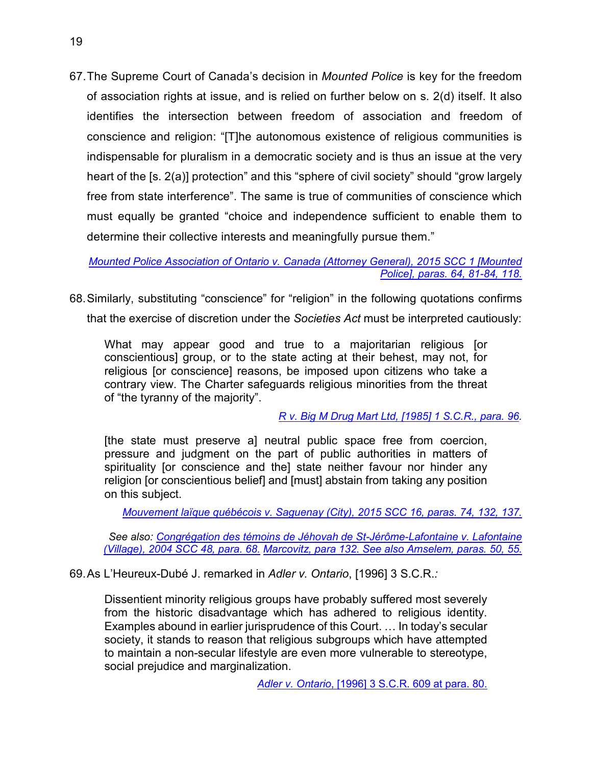67. The Supreme Court of Canada's decision in *Mounted Police* is key for the freedom of association rights at issue, and is relied on further below on s. 2(d) itself. It also identifies the intersection between freedom of association and freedom of conscience and religion: "[T]he autonomous existence of religious communities is indispensable for pluralism in a democratic society and is thus an issue at the very heart of the [s. 2(a)] protection" and this "sphere of civil society" should "grow largely free from state interference". The same is true of communities of conscience which must equally be granted "choice and independence sufficient to enable them to determine their collective interests and meaningfully pursue them."

> *Mounted Police Association of Ontario v. Canada (Attorney General), 2015 SCC 1 [Mounted Police], paras. 64, 81-84, 118.*

68. Similarly, substituting "conscience" for "religion" in the following quotations confirms that the exercise of discretion under the *Societies Act* must be interpreted cautiously:

> What may appear good and true to a majoritarian religious [or conscientious] group, or to the state acting at their behest, may not, for religious [or conscience] reasons, be imposed upon citizens who take a contrary view. The Charter safeguards religious minorities from the threat of "the tyranny of the majority".
>
> *R v. Big M Drug Mart Ltd, [1985] 1 S.C.R., para. 96.*

> [the state must preserve a] neutral public space free from coercion, pressure and judgment on the part of public authorities in matters of spirituality [or conscience and the] state neither favour nor hinder any religion [or conscientious belief] and [must] abstain from taking any position on this subject.
>
> *Mouvement laïque québécois v. Saguenay (City), 2015 SCC 16, paras. 74, 132, 137.*
>
> *See also: Congrégation des témoins de Jéhovah de St-Jérôme-Lafontaine v. Lafontaine (Village), 2004 SCC 48, para. 68. Marcovitz, para 132. See also Amselem, paras. 50, 55.*

69. As L'Heureux-Dubé J. remarked in *Adler v. Ontario*, [1996] 3 S.C.R.*:*

> Dissentient minority religious groups have probably suffered most severely from the historic disadvantage which has adhered to religious identity. Examples abound in earlier jurisprudence of this Court. … In today's secular society, it stands to reason that religious subgroups which have attempted to maintain a non-secular lifestyle are even more vulnerable to stereotype, social prejudice and marginalization.
>
> *Adler v. Ontario*, [1996] 3 S.C.R. 609 at para. 80.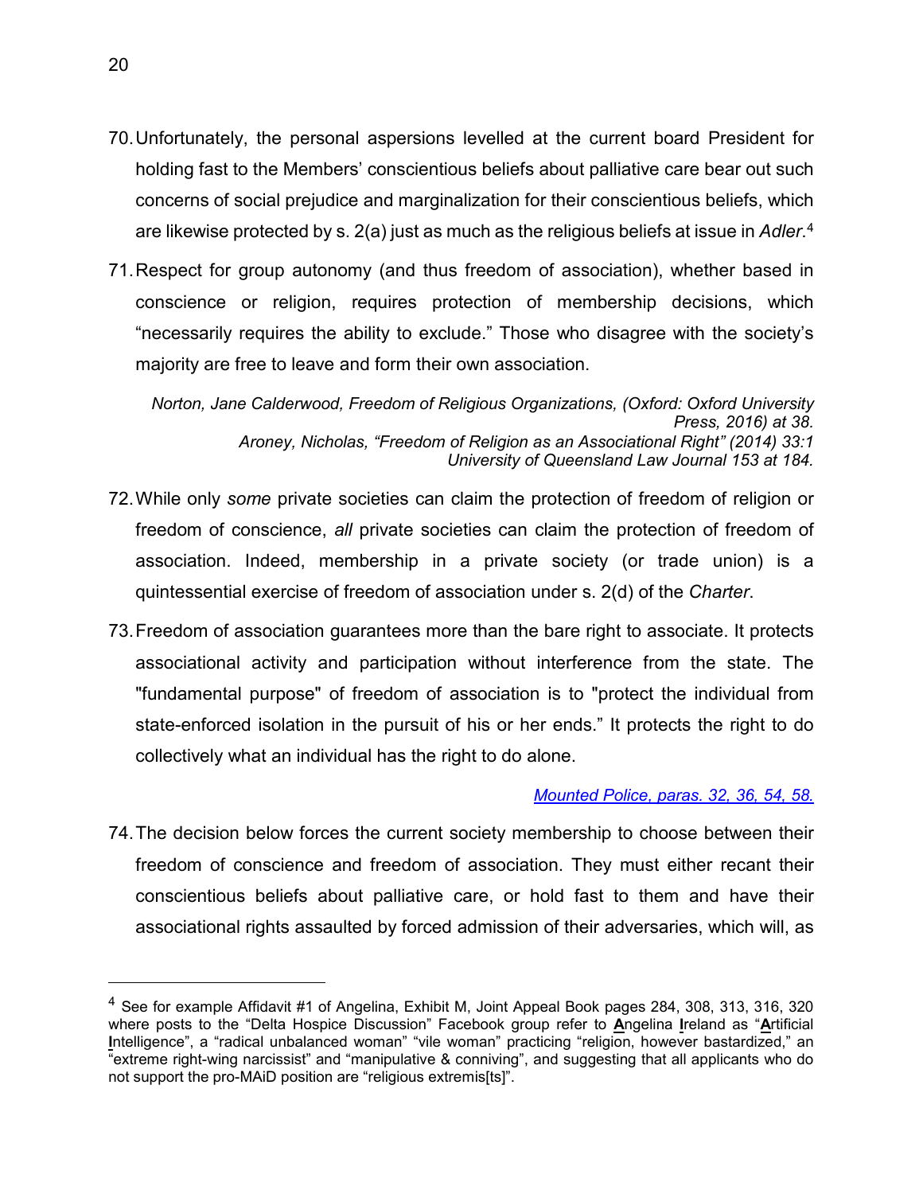70. Unfortunately, the personal aspersions levelled at the current board President for holding fast to the Members' conscientious beliefs about palliative care bear out such concerns of social prejudice and marginalization for their conscientious beliefs, which are likewise protected by s. 2(a) just as much as the religious beliefs at issue in *Adler*.[4]

71. Respect for group autonomy (and thus freedom of association), whether based in conscience or religion, requires protection of membership decisions, which "necessarily requires the ability to exclude." Those who disagree with the society's majority are free to leave and form their own association.

> *Norton, Jane Calderwood, Freedom of Religious Organizations, (Oxford: Oxford University Press, 2016) at 38.*
> *Aroney, Nicholas, "Freedom of Religion as an Associational Right" (2014) 33:1 University of Queensland Law Journal 153 at 184.*

72. While only *some* private societies can claim the protection of freedom of religion or freedom of conscience, *all* private societies can claim the protection of freedom of association. Indeed, membership in a private society (or trade union) is a quintessential exercise of freedom of association under s. 2(d) of the *Charter*.

73. Freedom of association guarantees more than the bare right to associate. It protects associational activity and participation without interference from the state. The "fundamental purpose" of freedom of association is to "protect the individual from state-enforced isolation in the pursuit of his or her ends." It protects the right to do collectively what an individual has the right to do alone.

> *Mounted Police, paras. 32, 36, 54, 58.*

74. The decision below forces the current society membership to choose between their freedom of conscience and freedom of association. They must either recant their conscientious beliefs about palliative care, or hold fast to them and have their associational rights assaulted by forced admission of their adversaries, which will, as

---

[4] See for example Affidavit #1 of Angelina, Exhibit M, Joint Appeal Book pages 284, 308, 313, 316, 320 where posts to the "Delta Hospice Discussion" Facebook group refer to **A**ngelina **I**reland as "**A**rtificial **I**ntelligence", a "radical unbalanced woman" "vile woman" practicing "religion, however bastardized," an "extreme right-wing narcissist" and "manipulative & conniving", and suggesting that all applicants who do not support the pro-MAiD position are "religious extremis[ts]".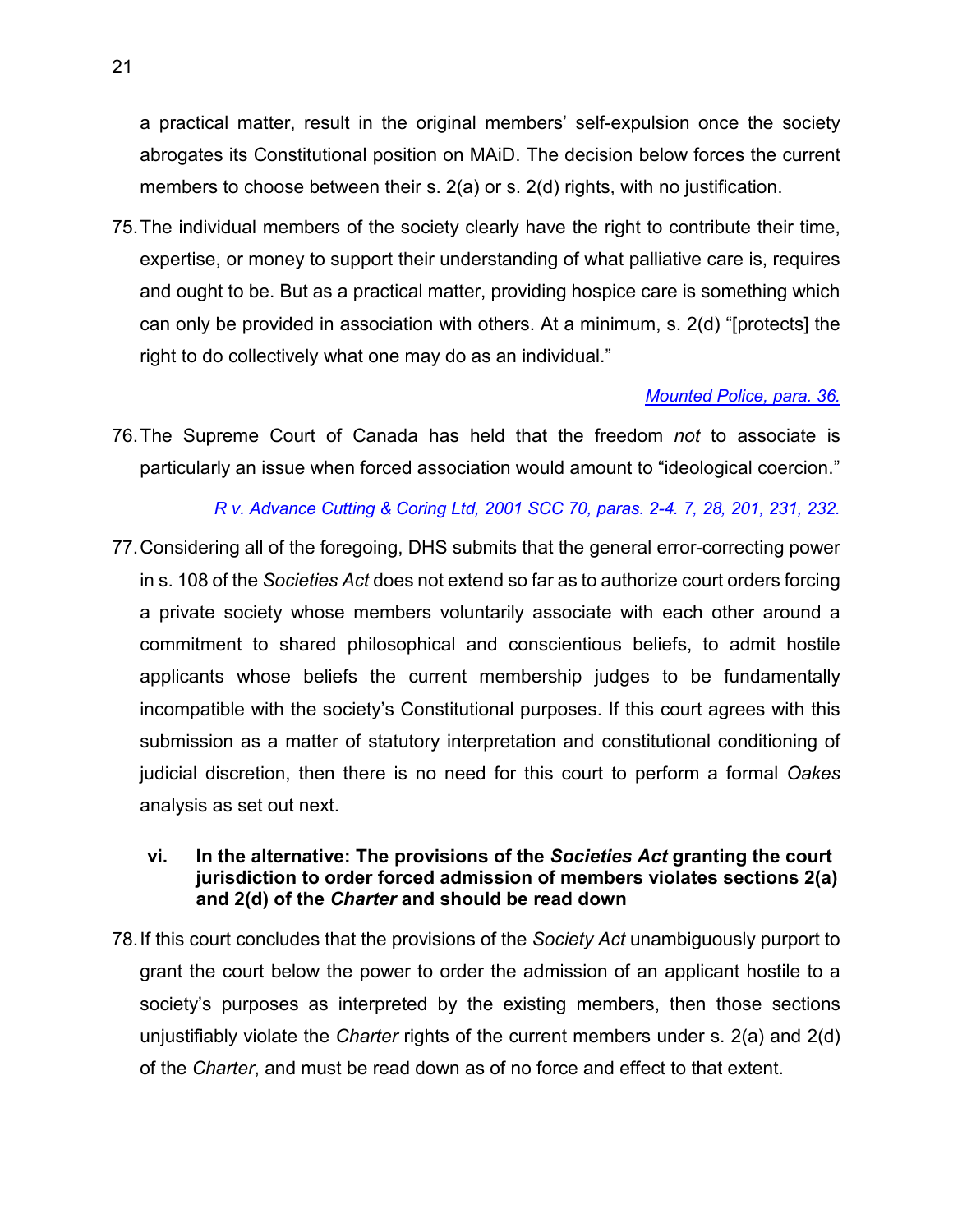a practical matter, result in the original members' self-expulsion once the society abrogates its Constitutional position on MAiD. The decision below forces the current members to choose between their s. 2(a) or s. 2(d) rights, with no justification.

75. The individual members of the society clearly have the right to contribute their time, expertise, or money to support their understanding of what palliative care is, requires and ought to be. But as a practical matter, providing hospice care is something which can only be provided in association with others. At a minimum, s. 2(d) "[protects] the right to do collectively what one may do as an individual."

   *Mounted Police, para. 36.*

76. The Supreme Court of Canada has held that the freedom *not* to associate is particularly an issue when forced association would amount to "ideological coercion."

   *R v. Advance Cutting & Coring Ltd, 2001 SCC 70, paras. 2-4. 7, 28, 201, 231, 232.*

77. Considering all of the foregoing, DHS submits that the general error-correcting power in s. 108 of the *Societies Act* does not extend so far as to authorize court orders forcing a private society whose members voluntarily associate with each other around a commitment to shared philosophical and conscientious beliefs, to admit hostile applicants whose beliefs the current membership judges to be fundamentally incompatible with the society's Constitutional purposes. If this court agrees with this submission as a matter of statutory interpretation and constitutional conditioning of judicial discretion, then there is no need for this court to perform a formal *Oakes* analysis as set out next.

### vi. In the alternative: The provisions of the *Societies Act* granting the court jurisdiction to order forced admission of members violates sections 2(a) and 2(d) of the *Charter* and should be read down

78. If this court concludes that the provisions of the *Society Act* unambiguously purport to grant the court below the power to order the admission of an applicant hostile to a society's purposes as interpreted by the existing members, then those sections unjustifiably violate the *Charter* rights of the current members under s. 2(a) and 2(d) of the *Charter*, and must be read down as of no force and effect to that extent.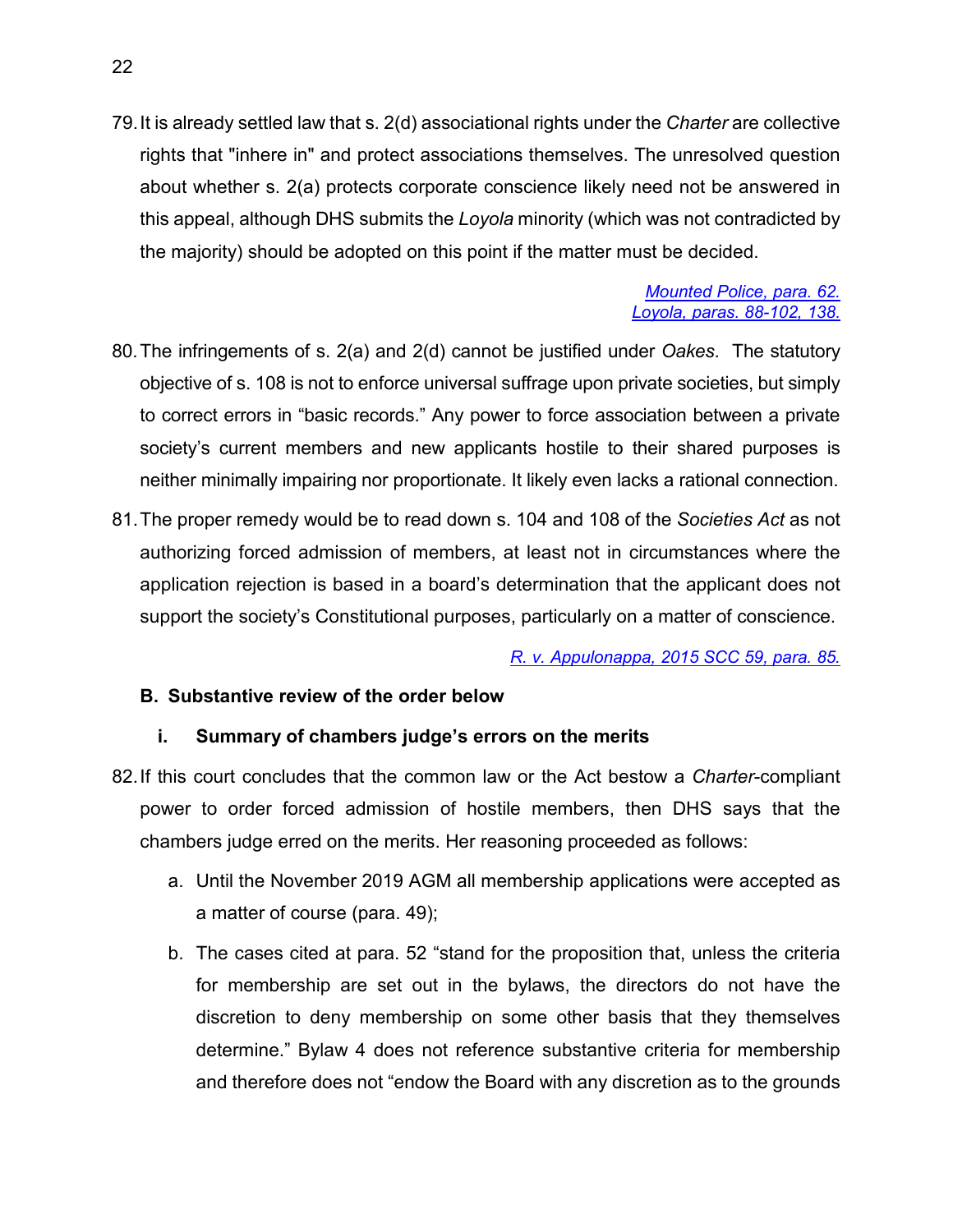79. It is already settled law that s. 2(d) associational rights under the *Charter* are collective rights that "inhere in" and protect associations themselves. The unresolved question about whether s. 2(a) protects corporate conscience likely need not be answered in this appeal, although DHS submits the *Loyola* minority (which was not contradicted by the majority) should be adopted on this point if the matter must be decided.

<div align="right">

[Mounted Police, para. 62.](#)
[Loyola, paras. 88-102, 138.](#)

</div>

80. The infringements of s. 2(a) and 2(d) cannot be justified under *Oakes*. The statutory objective of s. 108 is not to enforce universal suffrage upon private societies, but simply to correct errors in "basic records." Any power to force association between a private society's current members and new applicants hostile to their shared purposes is neither minimally impairing nor proportionate. It likely even lacks a rational connection.

81. The proper remedy would be to read down s. 104 and 108 of the *Societies Act* as not authorizing forced admission of members, at least not in circumstances where the application rejection is based in a board's determination that the applicant does not support the society's Constitutional purposes, particularly on a matter of conscience.

<div align="right">

[R. v. Appulonappa, 2015 SCC 59, para. 85.](#)

</div>

### B. Substantive review of the order below

#### i. Summary of chambers judge's errors on the merits

82. If this court concludes that the common law or the Act bestow a *Charter*-compliant power to order forced admission of hostile members, then DHS says that the chambers judge erred on the merits. Her reasoning proceeded as follows:

    a. Until the November 2019 AGM all membership applications were accepted as a matter of course (para. 49);

    b. The cases cited at para. 52 "stand for the proposition that, unless the criteria for membership are set out in the bylaws, the directors do not have the discretion to deny membership on some other basis that they themselves determine." Bylaw 4 does not reference substantive criteria for membership and therefore does not "endow the Board with any discretion as to the grounds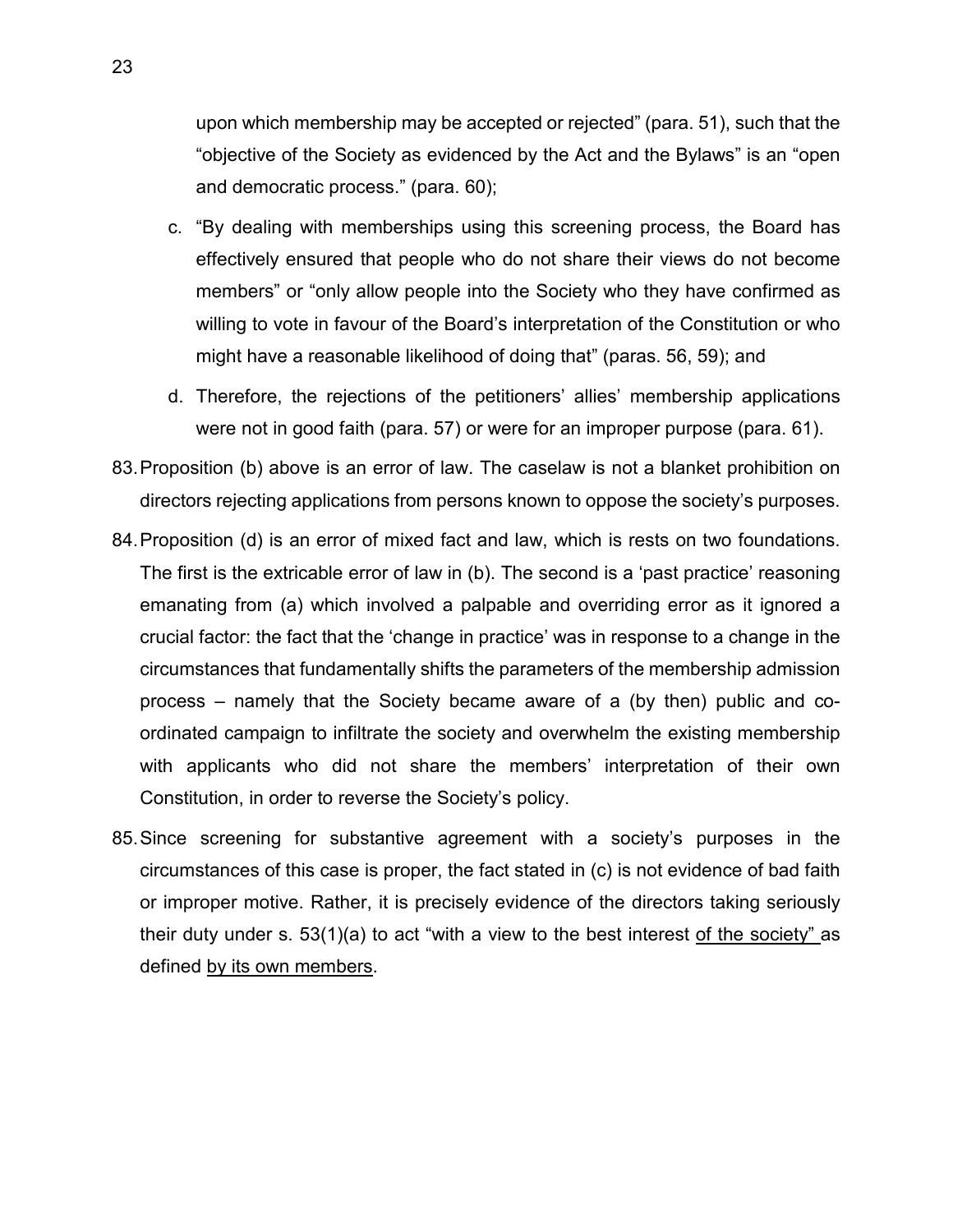upon which membership may be accepted or rejected" (para. 51), such that the "objective of the Society as evidenced by the Act and the Bylaws" is an "open and democratic process." (para. 60);

c. "By dealing with memberships using this screening process, the Board has effectively ensured that people who do not share their views do not become members" or "only allow people into the Society who they have confirmed as willing to vote in favour of the Board's interpretation of the Constitution or who might have a reasonable likelihood of doing that" (paras. 56, 59); and

d. Therefore, the rejections of the petitioners' allies' membership applications were not in good faith (para. 57) or were for an improper purpose (para. 61).

83. Proposition (b) above is an error of law. The caselaw is not a blanket prohibition on directors rejecting applications from persons known to oppose the society's purposes.

84. Proposition (d) is an error of mixed fact and law, which is rests on two foundations. The first is the extricable error of law in (b). The second is a 'past practice' reasoning emanating from (a) which involved a palpable and overriding error as it ignored a crucial factor: the fact that the 'change in practice' was in response to a change in the circumstances that fundamentally shifts the parameters of the membership admission process – namely that the Society became aware of a (by then) public and co-ordinated campaign to infiltrate the society and overwhelm the existing membership with applicants who did not share the members' interpretation of their own Constitution, in order to reverse the Society's policy.

85. Since screening for substantive agreement with a society's purposes in the circumstances of this case is proper, the fact stated in (c) is not evidence of bad faith or improper motive. Rather, it is precisely evidence of the directors taking seriously their duty under s. 53(1)(a) to act "with a view to the best interest <u>of the society"</u> as defined <u>by its own members</u>.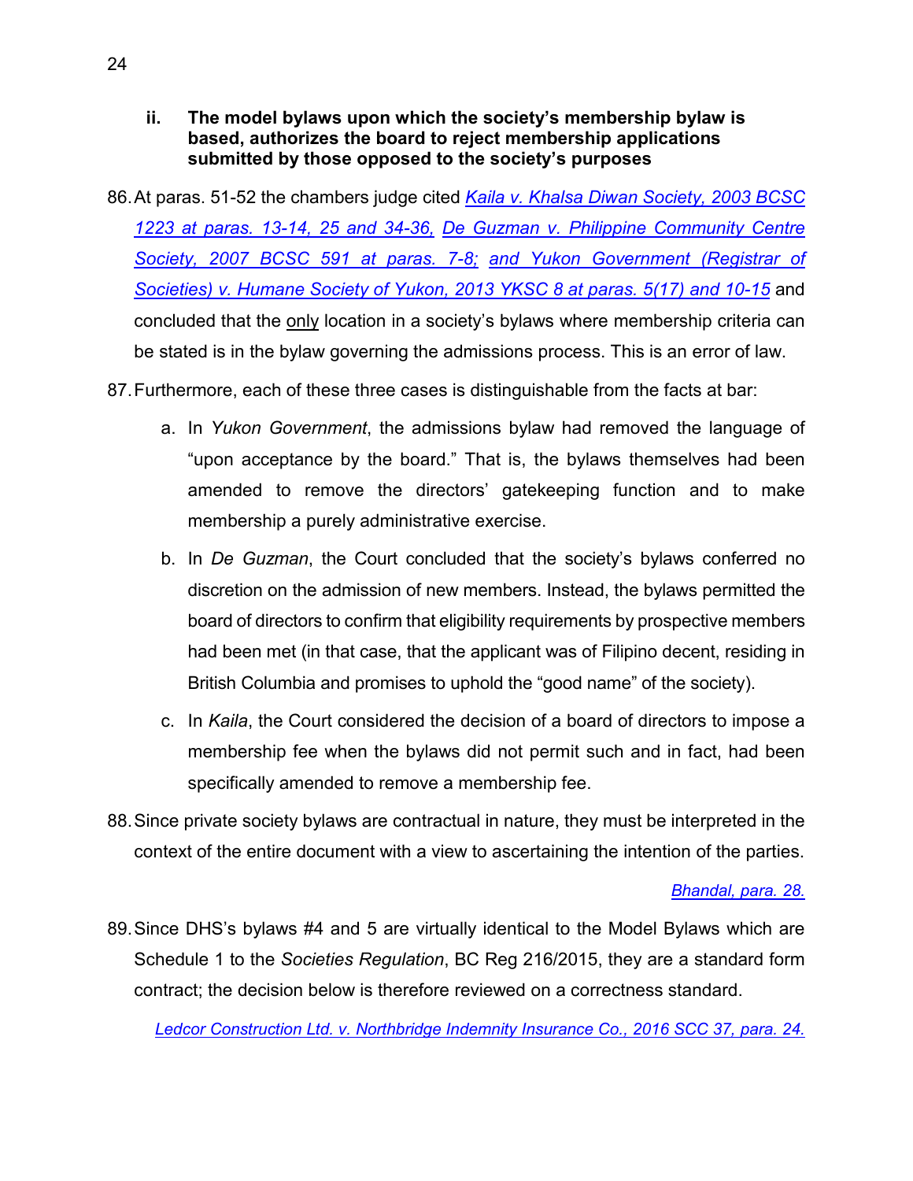**ii. The model bylaws upon which the society's membership bylaw is based, authorizes the board to reject membership applications submitted by those opposed to the society's purposes**

86. At paras. 51-52 the chambers judge cited *Kaila v. Khalsa Diwan Society, 2003 BCSC 1223 at paras. 13-14, 25 and 34-36,* *De Guzman v. Philippine Community Centre Society, 2007 BCSC 591 at paras. 7-8;* *and Yukon Government (Registrar of Societies) v. Humane Society of Yukon, 2013 YKSC 8 at paras. 5(17) and 10-15* and concluded that the only location in a society's bylaws where membership criteria can be stated is in the bylaw governing the admissions process. This is an error of law.

87. Furthermore, each of these three cases is distinguishable from the facts at bar:

    a. In *Yukon Government*, the admissions bylaw had removed the language of "upon acceptance by the board." That is, the bylaws themselves had been amended to remove the directors' gatekeeping function and to make membership a purely administrative exercise.

    b. In *De Guzman*, the Court concluded that the society's bylaws conferred no discretion on the admission of new members. Instead, the bylaws permitted the board of directors to confirm that eligibility requirements by prospective members had been met (in that case, that the applicant was of Filipino decent, residing in British Columbia and promises to uphold the "good name" of the society).

    c. In *Kaila*, the Court considered the decision of a board of directors to impose a membership fee when the bylaws did not permit such and in fact, had been specifically amended to remove a membership fee.

88. Since private society bylaws are contractual in nature, they must be interpreted in the context of the entire document with a view to ascertaining the intention of the parties.

*Bhandal, para. 28.*

89. Since DHS's bylaws #4 and 5 are virtually identical to the Model Bylaws which are Schedule 1 to the *Societies Regulation*, BC Reg 216/2015, they are a standard form contract; the decision below is therefore reviewed on a correctness standard.

*Ledcor Construction Ltd. v. Northbridge Indemnity Insurance Co., 2016 SCC 37, para. 24.*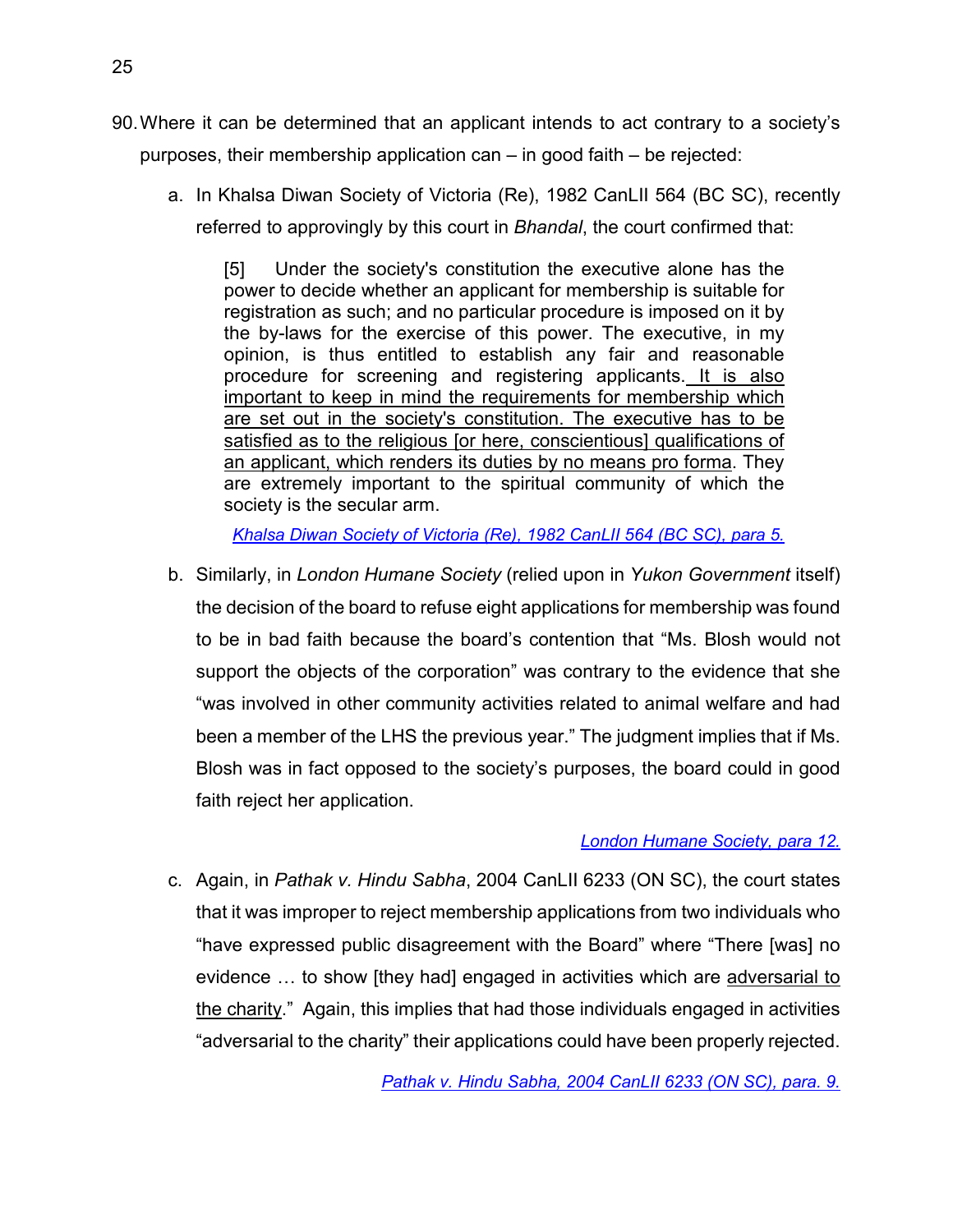90. Where it can be determined that an applicant intends to act contrary to a society's purposes, their membership application can – in good faith – be rejected:

    a. In Khalsa Diwan Society of Victoria (Re), 1982 CanLII 564 (BC SC), recently referred to approvingly by this court in *Bhandal*, the court confirmed that:

       > [5] Under the society's constitution the executive alone has the power to decide whether an applicant for membership is suitable for registration as such; and no particular procedure is imposed on it by the by-laws for the exercise of this power. The executive, in my opinion, is thus entitled to establish any fair and reasonable procedure for screening and registering applicants. <u>It is also important to keep in mind the requirements for membership which are set out in the society's constitution. The executive has to be satisfied as to the religious [or here, conscientious] qualifications of an applicant, which renders its duties by no means pro forma</u>. They are extremely important to the spiritual community of which the society is the secular arm.
       >
       > *Khalsa Diwan Society of Victoria (Re), 1982 CanLII 564 (BC SC), para 5.*

    b. Similarly, in *London Humane Society* (relied upon in *Yukon Government* itself) the decision of the board to refuse eight applications for membership was found to be in bad faith because the board's contention that "Ms. Blosh would not support the objects of the corporation" was contrary to the evidence that she "was involved in other community activities related to animal welfare and had been a member of the LHS the previous year." The judgment implies that if Ms. Blosh was in fact opposed to the society's purposes, the board could in good faith reject her application.

       *London Humane Society, para 12.*

    c. Again, in *Pathak v. Hindu Sabha*, 2004 CanLII 6233 (ON SC), the court states that it was improper to reject membership applications from two individuals who "have expressed public disagreement with the Board" where "There [was] no evidence … to show [they had] engaged in activities which are <u>adversarial to the charity</u>." Again, this implies that had those individuals engaged in activities "adversarial to the charity" their applications could have been properly rejected.

       *Pathak v. Hindu Sabha, 2004 CanLII 6233 (ON SC), para. 9.*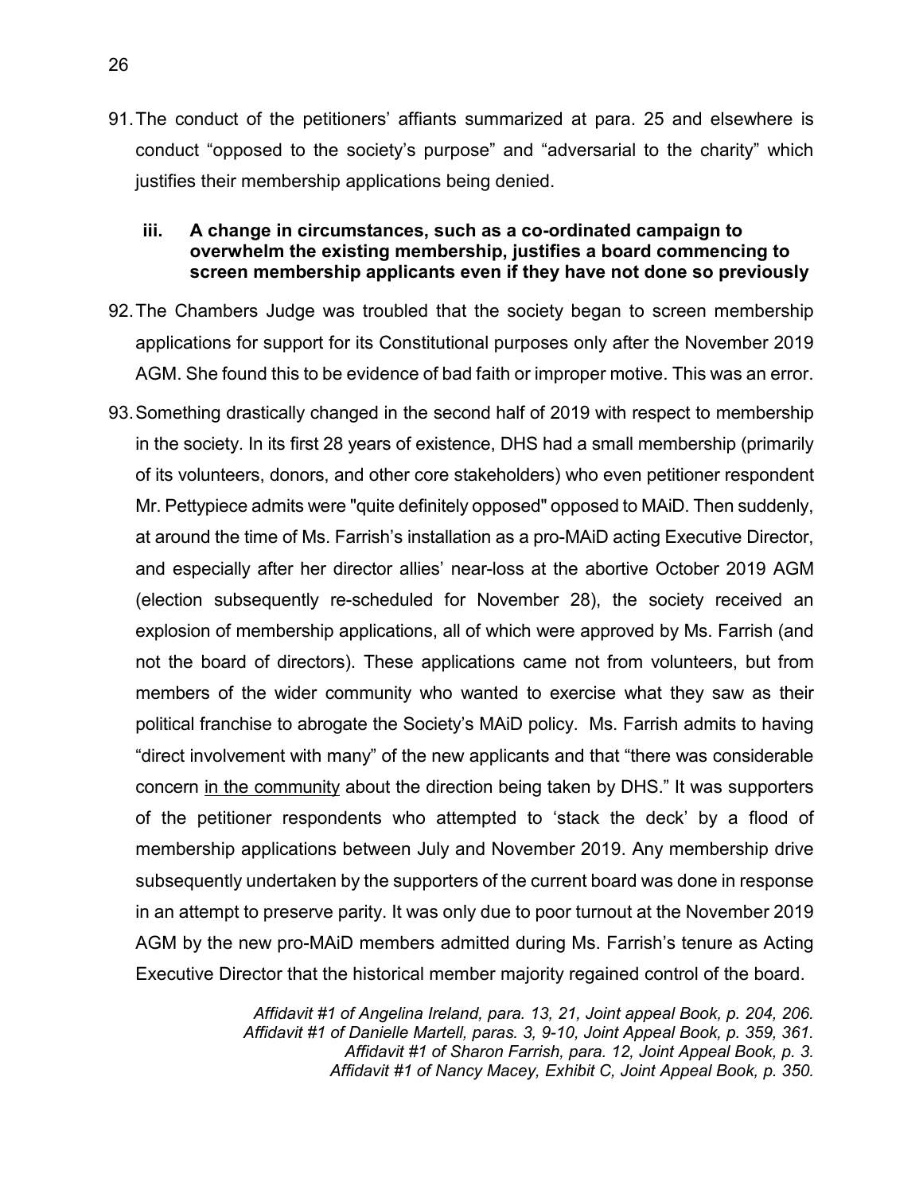91. The conduct of the petitioners' affiants summarized at para. 25 and elsewhere is conduct "opposed to the society's purpose" and "adversarial to the charity" which justifies their membership applications being denied.

### iii. A change in circumstances, such as a co-ordinated campaign to overwhelm the existing membership, justifies a board commencing to screen membership applicants even if they have not done so previously

92. The Chambers Judge was troubled that the society began to screen membership applications for support for its Constitutional purposes only after the November 2019 AGM. She found this to be evidence of bad faith or improper motive. This was an error.

93. Something drastically changed in the second half of 2019 with respect to membership in the society. In its first 28 years of existence, DHS had a small membership (primarily of its volunteers, donors, and other core stakeholders) who even petitioner respondent Mr. Pettypiece admits were "quite definitely opposed" opposed to MAiD. Then suddenly, at around the time of Ms. Farrish's installation as a pro-MAiD acting Executive Director, and especially after her director allies' near-loss at the abortive October 2019 AGM (election subsequently re-scheduled for November 28), the society received an explosion of membership applications, all of which were approved by Ms. Farrish (and not the board of directors). These applications came not from volunteers, but from members of the wider community who wanted to exercise what they saw as their political franchise to abrogate the Society's MAiD policy. Ms. Farrish admits to having "direct involvement with many" of the new applicants and that "there was considerable concern <u>in the community</u> about the direction being taken by DHS." It was supporters of the petitioner respondents who attempted to 'stack the deck' by a flood of membership applications between July and November 2019. Any membership drive subsequently undertaken by the supporters of the current board was done in response in an attempt to preserve parity. It was only due to poor turnout at the November 2019 AGM by the new pro-MAiD members admitted during Ms. Farrish's tenure as Acting Executive Director that the historical member majority regained control of the board.

*Affidavit #1 of Angelina Ireland, para. 13, 21, Joint appeal Book, p. 204, 206.*
*Affidavit #1 of Danielle Martell, paras. 3, 9-10, Joint Appeal Book, p. 359, 361.*
*Affidavit #1 of Sharon Farrish, para. 12, Joint Appeal Book, p. 3.*
*Affidavit #1 of Nancy Macey, Exhibit C, Joint Appeal Book, p. 350.*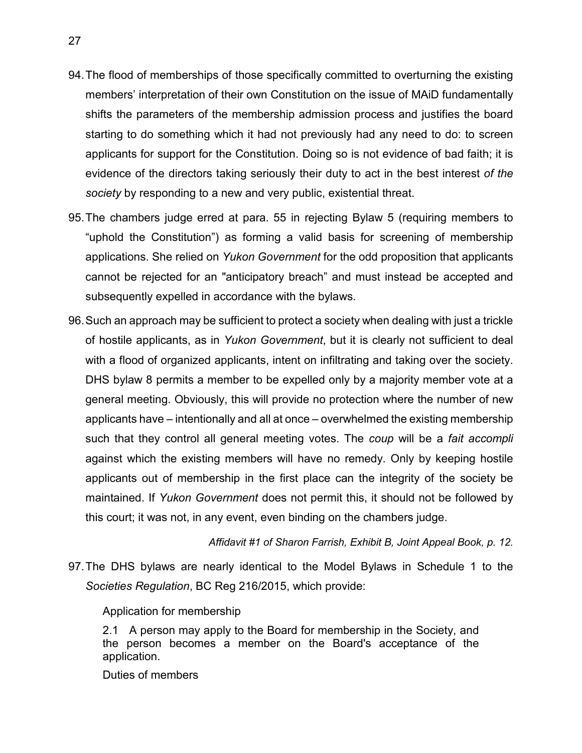94. The flood of memberships of those specifically committed to overturning the existing members' interpretation of their own Constitution on the issue of MAiD fundamentally shifts the parameters of the membership admission process and justifies the board starting to do something which it had not previously had any need to do: to screen applicants for support for the Constitution. Doing so is not evidence of bad faith; it is evidence of the directors taking seriously their duty to act in the best interest *of the society* by responding to a new and very public, existential threat.

95. The chambers judge erred at para. 55 in rejecting Bylaw 5 (requiring members to "uphold the Constitution") as forming a valid basis for screening of membership applications. She relied on *Yukon Government* for the odd proposition that applicants cannot be rejected for an "anticipatory breach" and must instead be accepted and subsequently expelled in accordance with the bylaws.

96. Such an approach may be sufficient to protect a society when dealing with just a trickle of hostile applicants, as in *Yukon Government*, but it is clearly not sufficient to deal with a flood of organized applicants, intent on infiltrating and taking over the society. DHS bylaw 8 permits a member to be expelled only by a majority member vote at a general meeting. Obviously, this will provide no protection where the number of new applicants have – intentionally and all at once – overwhelmed the existing membership such that they control all general meeting votes. The *coup* will be a *fait accompli* against which the existing members will have no remedy. Only by keeping hostile applicants out of membership in the first place can the integrity of the society be maintained. If *Yukon Government* does not permit this, it should not be followed by this court; it was not, in any event, even binding on the chambers judge.

*Affidavit #1 of Sharon Farrish, Exhibit B, Joint Appeal Book, p. 12.*

97. The DHS bylaws are nearly identical to the Model Bylaws in Schedule 1 to the *Societies Regulation*, BC Reg 216/2015, which provide:

> Application for membership
>
> 2.1 A person may apply to the Board for membership in the Society, and the person becomes a member on the Board's acceptance of the application.
>
> Duties of members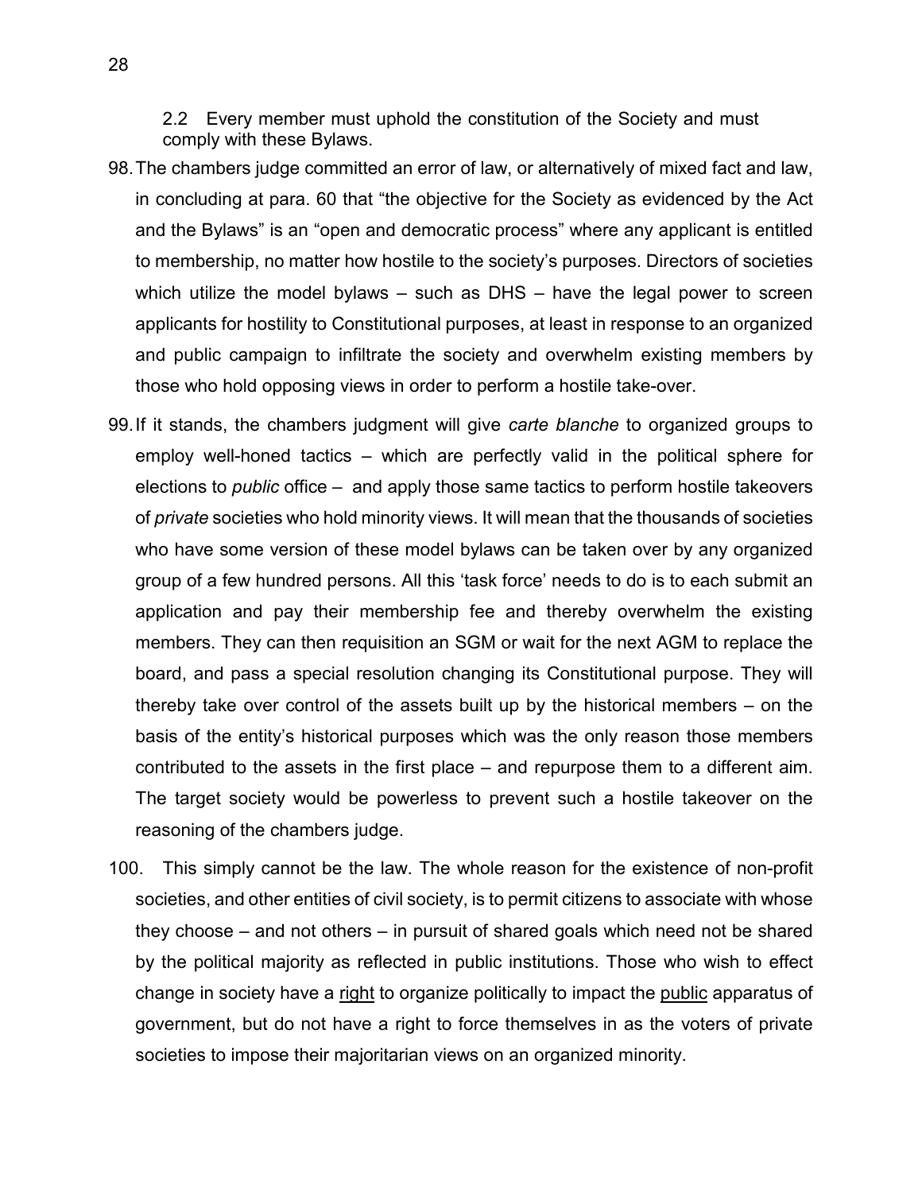2.2 Every member must uphold the constitution of the Society and must comply with these Bylaws.

98. The chambers judge committed an error of law, or alternatively of mixed fact and law, in concluding at para. 60 that "the objective for the Society as evidenced by the Act and the Bylaws" is an "open and democratic process" where any applicant is entitled to membership, no matter how hostile to the society's purposes. Directors of societies which utilize the model bylaws – such as DHS – have the legal power to screen applicants for hostility to Constitutional purposes, at least in response to an organized and public campaign to infiltrate the society and overwhelm existing members by those who hold opposing views in order to perform a hostile take-over.

99. If it stands, the chambers judgment will give *carte blanche* to organized groups to employ well-honed tactics – which are perfectly valid in the political sphere for elections to *public* office – and apply those same tactics to perform hostile takeovers of *private* societies who hold minority views. It will mean that the thousands of societies who have some version of these model bylaws can be taken over by any organized group of a few hundred persons. All this 'task force' needs to do is to each submit an application and pay their membership fee and thereby overwhelm the existing members. They can then requisition an SGM or wait for the next AGM to replace the board, and pass a special resolution changing its Constitutional purpose. They will thereby take over control of the assets built up by the historical members – on the basis of the entity's historical purposes which was the only reason those members contributed to the assets in the first place – and repurpose them to a different aim. The target society would be powerless to prevent such a hostile takeover on the reasoning of the chambers judge.

100. This simply cannot be the law. The whole reason for the existence of non-profit societies, and other entities of civil society, is to permit citizens to associate with whose they choose – and not others – in pursuit of shared goals which need not be shared by the political majority as reflected in public institutions. Those who wish to effect change in society have a <u>right</u> to organize politically to impact the <u>public</u> apparatus of government, but do not have a right to force themselves in as the voters of private societies to impose their majoritarian views on an organized minority.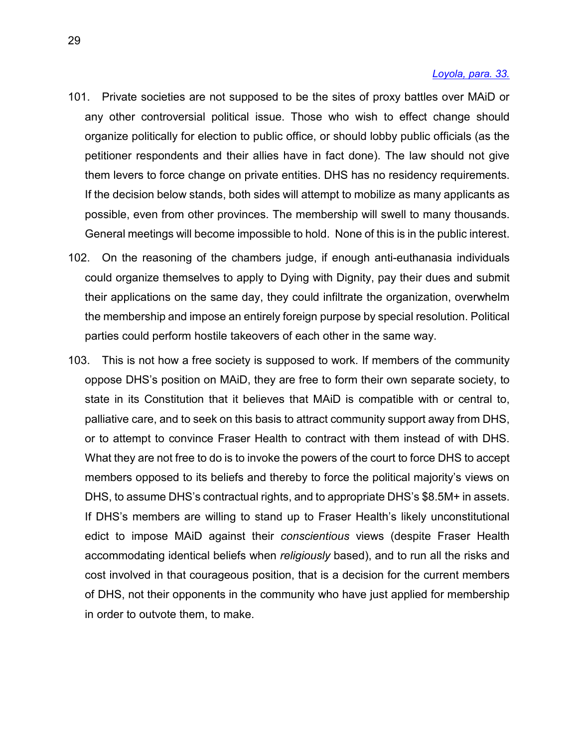*Loyola, para. 33.*

101. Private societies are not supposed to be the sites of proxy battles over MAiD or any other controversial political issue. Those who wish to effect change should organize politically for election to public office, or should lobby public officials (as the petitioner respondents and their allies have in fact done). The law should not give them levers to force change on private entities. DHS has no residency requirements. If the decision below stands, both sides will attempt to mobilize as many applicants as possible, even from other provinces. The membership will swell to many thousands. General meetings will become impossible to hold. None of this is in the public interest.

102. On the reasoning of the chambers judge, if enough anti-euthanasia individuals could organize themselves to apply to Dying with Dignity, pay their dues and submit their applications on the same day, they could infiltrate the organization, overwhelm the membership and impose an entirely foreign purpose by special resolution. Political parties could perform hostile takeovers of each other in the same way.

103. This is not how a free society is supposed to work. If members of the community oppose DHS's position on MAiD, they are free to form their own separate society, to state in its Constitution that it believes that MAiD is compatible with or central to, palliative care, and to seek on this basis to attract community support away from DHS, or to attempt to convince Fraser Health to contract with them instead of with DHS. What they are not free to do is to invoke the powers of the court to force DHS to accept members opposed to its beliefs and thereby to force the political majority's views on DHS, to assume DHS's contractual rights, and to appropriate DHS's $8.5M+ in assets. If DHS's members are willing to stand up to Fraser Health's likely unconstitutional edict to impose MAiD against their *conscientious* views (despite Fraser Health accommodating identical beliefs when *religiously* based), and to run all the risks and cost involved in that courageous position, that is a decision for the current members of DHS, not their opponents in the community who have just applied for membership in order to outvote them, to make.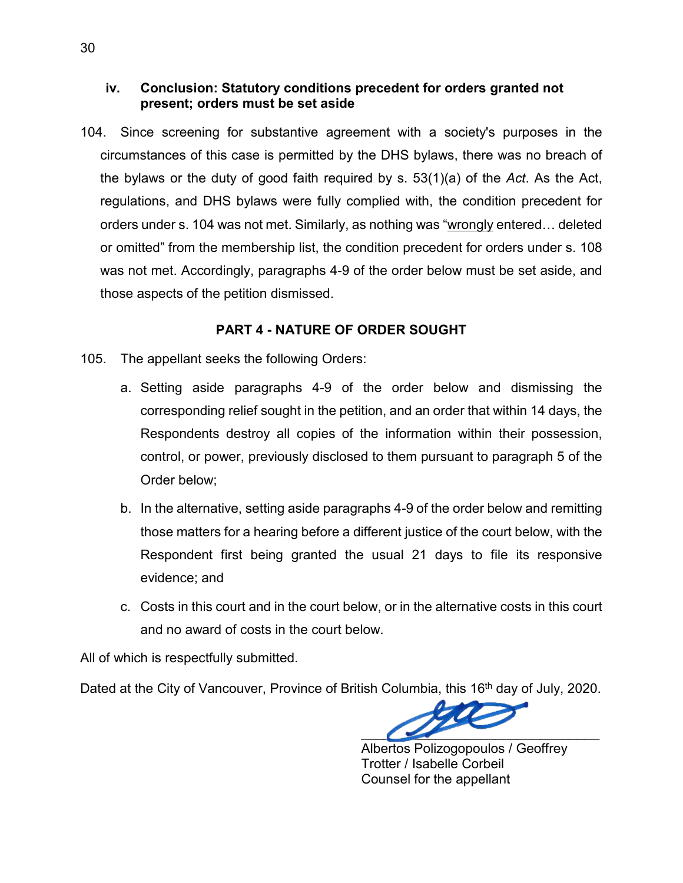### iv. Conclusion: Statutory conditions precedent for orders granted not present; orders must be set aside

104. Since screening for substantive agreement with a society's purposes in the circumstances of this case is permitted by the DHS bylaws, there was no breach of the bylaws or the duty of good faith required by s. 53(1)(a) of the *Act*. As the Act, regulations, and DHS bylaws were fully complied with, the condition precedent for orders under s. 104 was not met. Similarly, as nothing was "wrongly entered… deleted or omitted" from the membership list, the condition precedent for orders under s. 108 was not met. Accordingly, paragraphs 4-9 of the order below must be set aside, and those aspects of the petition dismissed.

## PART 4 - NATURE OF ORDER SOUGHT

105. The appellant seeks the following Orders:

a. Setting aside paragraphs 4-9 of the order below and dismissing the corresponding relief sought in the petition, and an order that within 14 days, the Respondents destroy all copies of the information within their possession, control, or power, previously disclosed to them pursuant to paragraph 5 of the Order below;

b. In the alternative, setting aside paragraphs 4-9 of the order below and remitting those matters for a hearing before a different justice of the court below, with the Respondent first being granted the usual 21 days to file its responsive evidence; and

c. Costs in this court and in the court below, or in the alternative costs in this court and no award of costs in the court below.

All of which is respectfully submitted.

Dated at the City of Vancouver, Province of British Columbia, this 16th day of July, 2020.

Albertos Polizogopoulos / Geoffrey Trotter / Isabelle Corbeil
Counsel for the appellant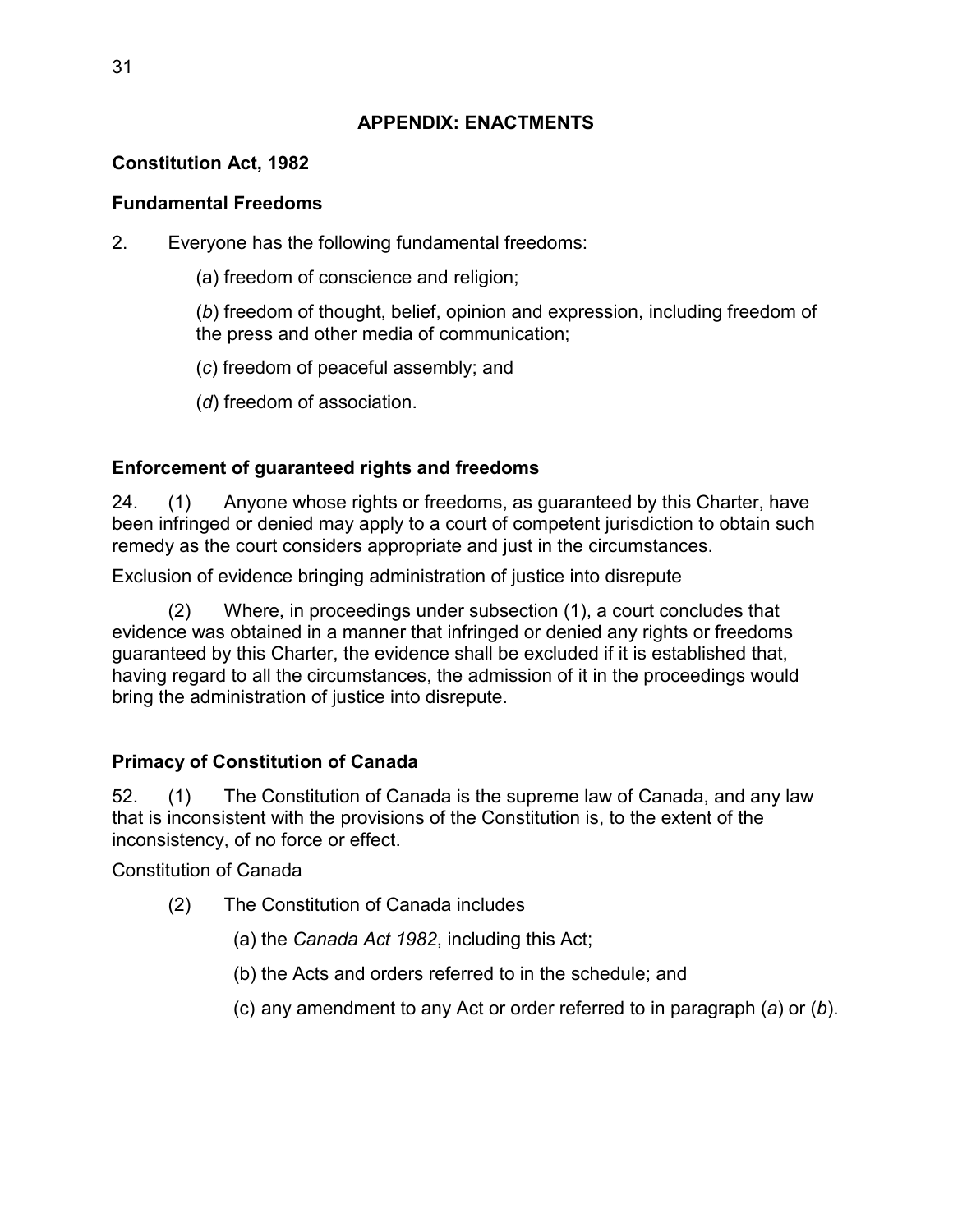## APPENDIX: ENACTMENTS

### Constitution Act, 1982

### Fundamental Freedoms

2. Everyone has the following fundamental freedoms:

   (*a*) freedom of conscience and religion;

   (*b*) freedom of thought, belief, opinion and expression, including freedom of the press and other media of communication;

   (*c*) freedom of peaceful assembly; and

   (*d*) freedom of association.

### Enforcement of guaranteed rights and freedoms

24. (1) Anyone whose rights or freedoms, as guaranteed by this Charter, have been infringed or denied may apply to a court of competent jurisdiction to obtain such remedy as the court considers appropriate and just in the circumstances.

Exclusion of evidence bringing administration of justice into disrepute

(2) Where, in proceedings under subsection (1), a court concludes that evidence was obtained in a manner that infringed or denied any rights or freedoms guaranteed by this Charter, the evidence shall be excluded if it is established that, having regard to all the circumstances, the admission of it in the proceedings would bring the administration of justice into disrepute.

### Primacy of Constitution of Canada

52. (1) The Constitution of Canada is the supreme law of Canada, and any law that is inconsistent with the provisions of the Constitution is, to the extent of the inconsistency, of no force or effect.

Constitution of Canada

(2) The Constitution of Canada includes

   (a) the *Canada Act 1982*, including this Act;

   (b) the Acts and orders referred to in the schedule; and

   (c) any amendment to any Act or order referred to in paragraph (*a*) or (*b*).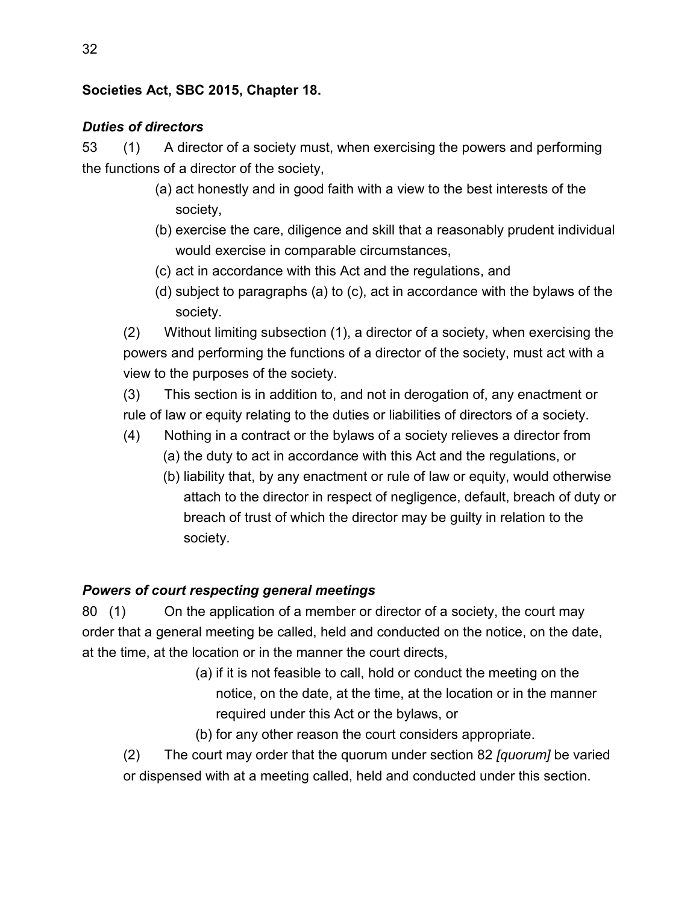**Societies Act, SBC 2015, Chapter 18.**

***Duties of directors***

53 (1) A director of a society must, when exercising the powers and performing the functions of a director of the society,

(a) act honestly and in good faith with a view to the best interests of the society,

(b) exercise the care, diligence and skill that a reasonably prudent individual would exercise in comparable circumstances,

(c) act in accordance with this Act and the regulations, and

(d) subject to paragraphs (a) to (c), act in accordance with the bylaws of the society.

(2) Without limiting subsection (1), a director of a society, when exercising the powers and performing the functions of a director of the society, must act with a view to the purposes of the society.

(3) This section is in addition to, and not in derogation of, any enactment or rule of law or equity relating to the duties or liabilities of directors of a society.

(4) Nothing in a contract or the bylaws of a society relieves a director from

(a) the duty to act in accordance with this Act and the regulations, or

(b) liability that, by any enactment or rule of law or equity, would otherwise attach to the director in respect of negligence, default, breach of duty or breach of trust of which the director may be guilty in relation to the society.

***Powers of court respecting general meetings***

80 (1) On the application of a member or director of a society, the court may order that a general meeting be called, held and conducted on the notice, on the date, at the time, at the location or in the manner the court directs,

(a) if it is not feasible to call, hold or conduct the meeting on the notice, on the date, at the time, at the location or in the manner required under this Act or the bylaws, or

(b) for any other reason the court considers appropriate.

(2) The court may order that the quorum under section 82 *[quorum]* be varied or dispensed with at a meeting called, held and conducted under this section.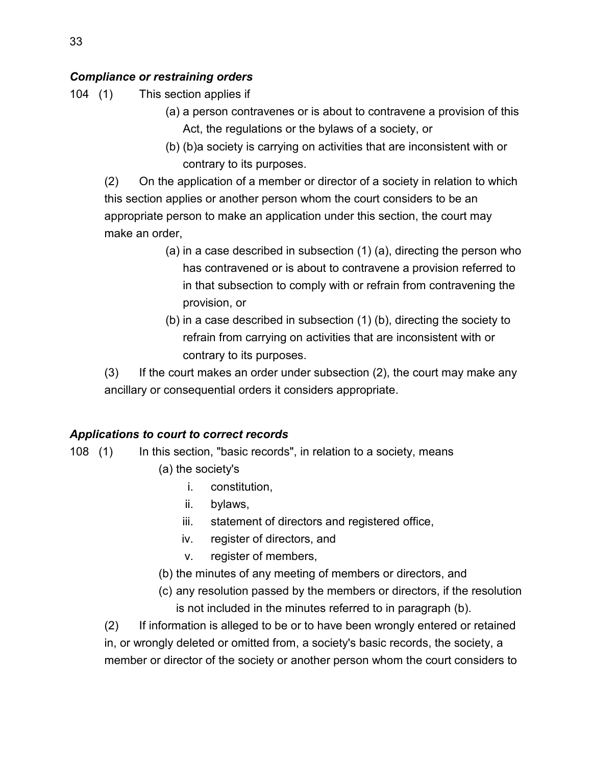***Compliance or restraining orders***

104 (1) This section applies if

(a) a person contravenes or is about to contravene a provision of this Act, the regulations or the bylaws of a society, or

(b) (b)a society is carrying on activities that are inconsistent with or contrary to its purposes.

(2) On the application of a member or director of a society in relation to which this section applies or another person whom the court considers to be an appropriate person to make an application under this section, the court may make an order,

(a) in a case described in subsection (1) (a), directing the person who has contravened or is about to contravene a provision referred to in that subsection to comply with or refrain from contravening the provision, or

(b) in a case described in subsection (1) (b), directing the society to refrain from carrying on activities that are inconsistent with or contrary to its purposes.

(3) If the court makes an order under subsection (2), the court may make any ancillary or consequential orders it considers appropriate.

***Applications to court to correct records***

108 (1) In this section, "basic records", in relation to a society, means

(a) the society's

i. constitution,
ii. bylaws,
iii. statement of directors and registered office,
iv. register of directors, and
v. register of members,

(b) the minutes of any meeting of members or directors, and

(c) any resolution passed by the members or directors, if the resolution is not included in the minutes referred to in paragraph (b).

(2) If information is alleged to be or to have been wrongly entered or retained in, or wrongly deleted or omitted from, a society's basic records, the society, a member or director of the society or another person whom the court considers to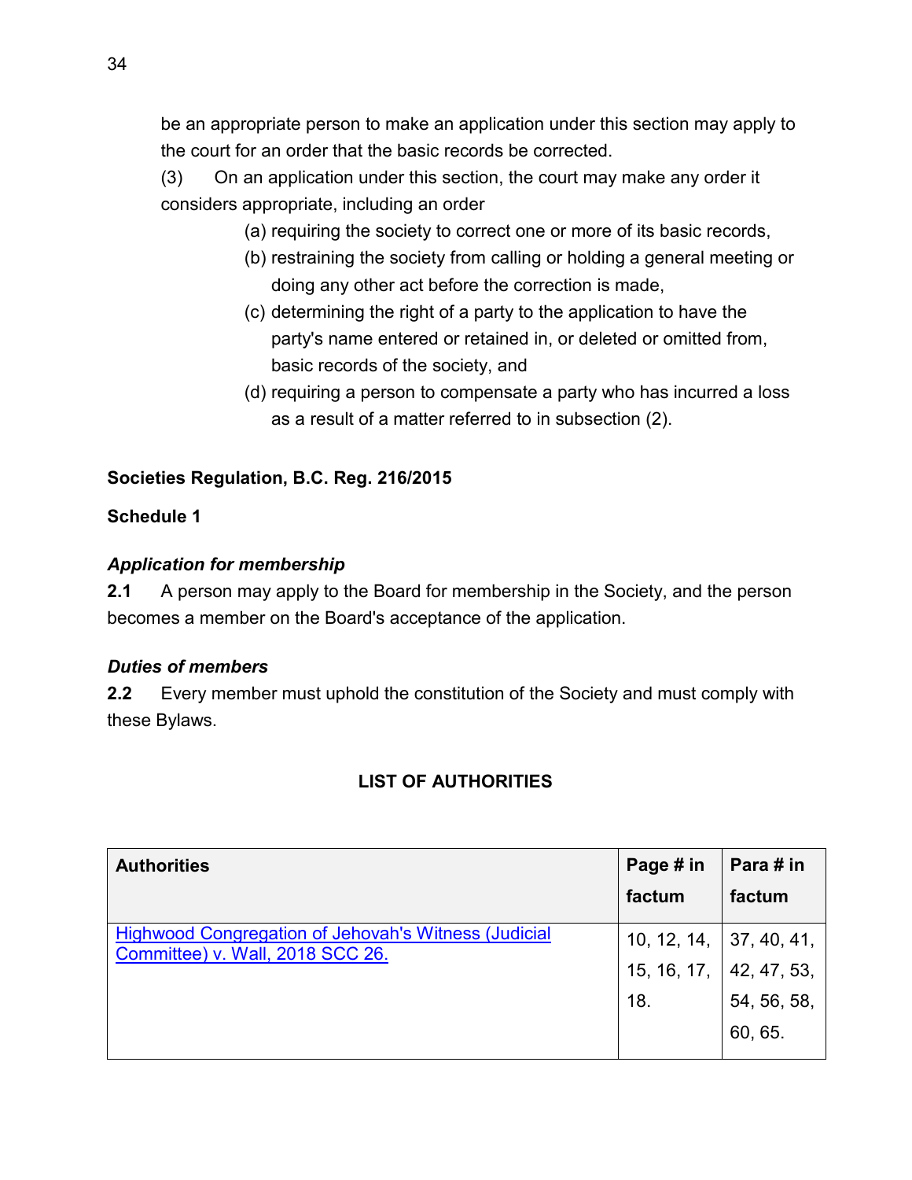be an appropriate person to make an application under this section may apply to the court for an order that the basic records be corrected.

(3) On an application under this section, the court may make any order it considers appropriate, including an order

(a) requiring the society to correct one or more of its basic records,

(b) restraining the society from calling or holding a general meeting or doing any other act before the correction is made,

(c) determining the right of a party to the application to have the party's name entered or retained in, or deleted or omitted from, basic records of the society, and

(d) requiring a person to compensate a party who has incurred a loss as a result of a matter referred to in subsection (2).

**Societies Regulation, B.C. Reg. 216/2015**

**Schedule 1**

***Application for membership***

**2.1** A person may apply to the Board for membership in the Society, and the person becomes a member on the Board's acceptance of the application.

***Duties of members***

**2.2** Every member must uphold the constitution of the Society and must comply with these Bylaws.

## LIST OF AUTHORITIES

| Authorities | Page # in factum | Para # in factum |
|---|---|---|
| Highwood Congregation of Jehovah's Witness (Judicial Committee) v. Wall, 2018 SCC 26. | 10, 12, 14, 15, 16, 17, 18. | 37, 40, 41, 42, 47, 53, 54, 56, 58, 60, 65. |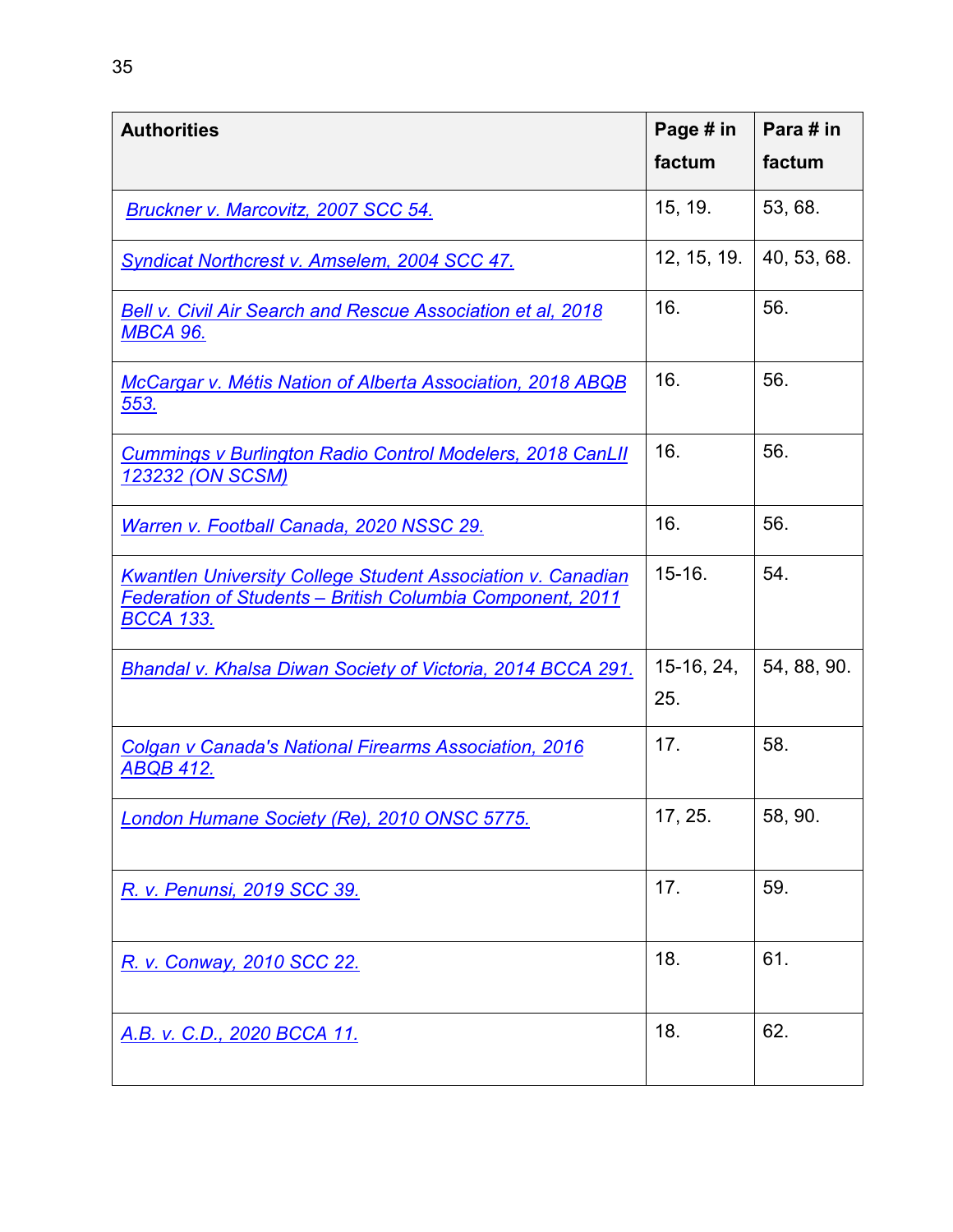| Authorities | Page # in factum | Para # in factum |
|---|---|---|
| Bruckner v. Marcovitz, 2007 SCC 54. | 15, 19. | 53, 68. |
| Syndicat Northcrest v. Amselem, 2004 SCC 47. | 12, 15, 19. | 40, 53, 68. |
| Bell v. Civil Air Search and Rescue Association et al, 2018 MBCA 96. | 16. | 56. |
| McCargar v. Métis Nation of Alberta Association, 2018 ABQB 553. | 16. | 56. |
| Cummings v Burlington Radio Control Modelers, 2018 CanLII 123232 (ON SCSM) | 16. | 56. |
| Warren v. Football Canada, 2020 NSSC 29. | 16. | 56. |
| Kwantlen University College Student Association v. Canadian Federation of Students – British Columbia Component, 2011 BCCA 133. | 15-16. | 54. |
| Bhandal v. Khalsa Diwan Society of Victoria, 2014 BCCA 291. | 15-16, 24, 25. | 54, 88, 90. |
| Colgan v Canada's National Firearms Association, 2016 ABQB 412. | 17. | 58. |
| London Humane Society (Re), 2010 ONSC 5775. | 17, 25. | 58, 90. |
| R. v. Penunsi, 2019 SCC 39. | 17. | 59. |
| R. v. Conway, 2010 SCC 22. | 18. | 61. |
| A.B. v. C.D., 2020 BCCA 11. | 18. | 62. |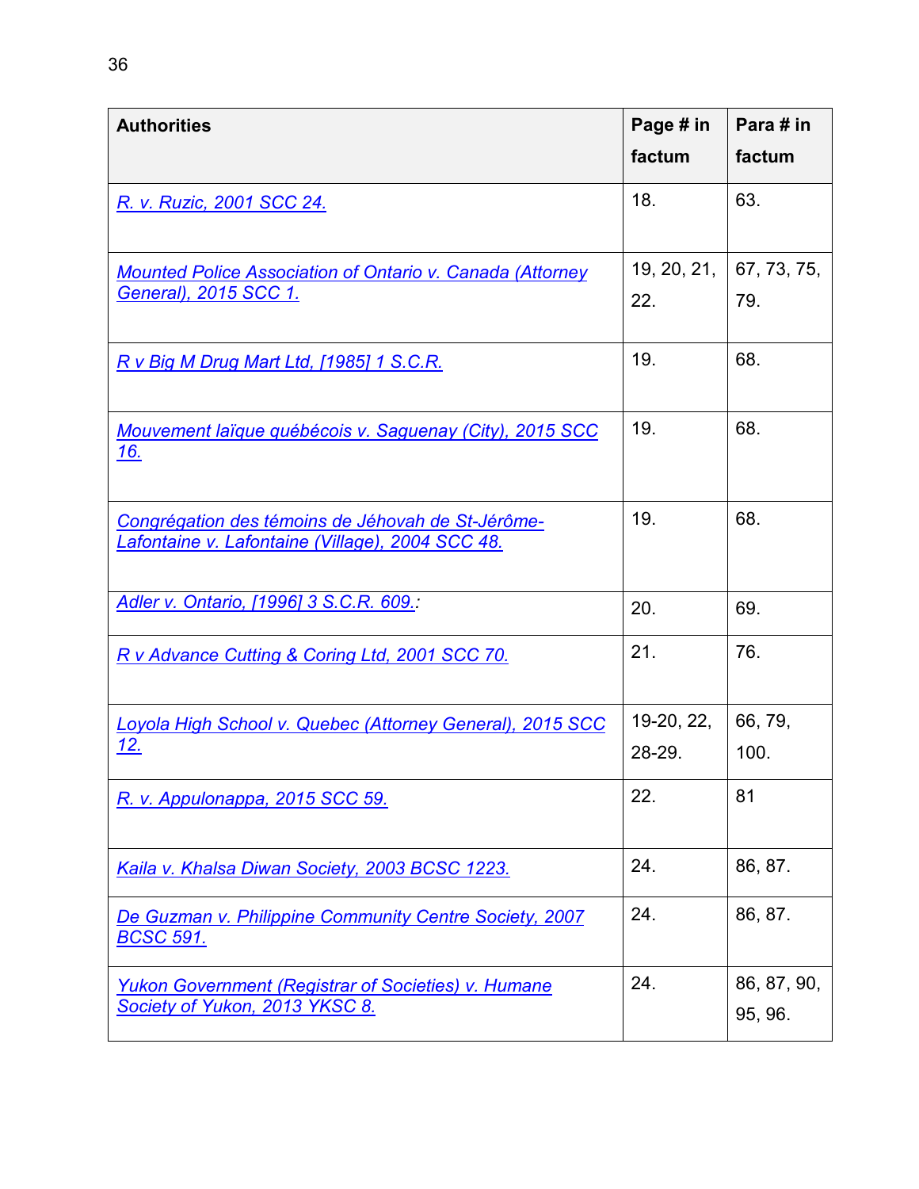| Authorities | Page # in factum | Para # in factum |
|---|---|---|
| *R. v. Ruzic, 2001 SCC 24.* | 18. | 63. |
| *Mounted Police Association of Ontario v. Canada (Attorney General), 2015 SCC 1.* | 19, 20, 21, 22. | 67, 73, 75, 79. |
| *R v Big M Drug Mart Ltd, [1985] 1 S.C.R.* | 19. | 68. |
| *Mouvement laïque québécois v. Saguenay (City), 2015 SCC 16.* | 19. | 68. |
| *Congrégation des témoins de Jéhovah de St-Jérôme-Lafontaine v. Lafontaine (Village), 2004 SCC 48.* | 19. | 68. |
| *Adler v. Ontario, [1996] 3 S.C.R. 609.:* | 20. | 69. |
| *R v Advance Cutting & Coring Ltd, 2001 SCC 70.* | 21. | 76. |
| *Loyola High School v. Quebec (Attorney General), 2015 SCC 12.* | 19-20, 22, 28-29. | 66, 79, 100. |
| *R. v. Appulonappa, 2015 SCC 59.* | 22. | 81 |
| *Kaila v. Khalsa Diwan Society, 2003 BCSC 1223.* | 24. | 86, 87. |
| *De Guzman v. Philippine Community Centre Society, 2007 BCSC 591.* | 24. | 86, 87. |
| *Yukon Government (Registrar of Societies) v. Humane Society of Yukon, 2013 YKSC 8.* | 24. | 86, 87, 90, 95, 96. |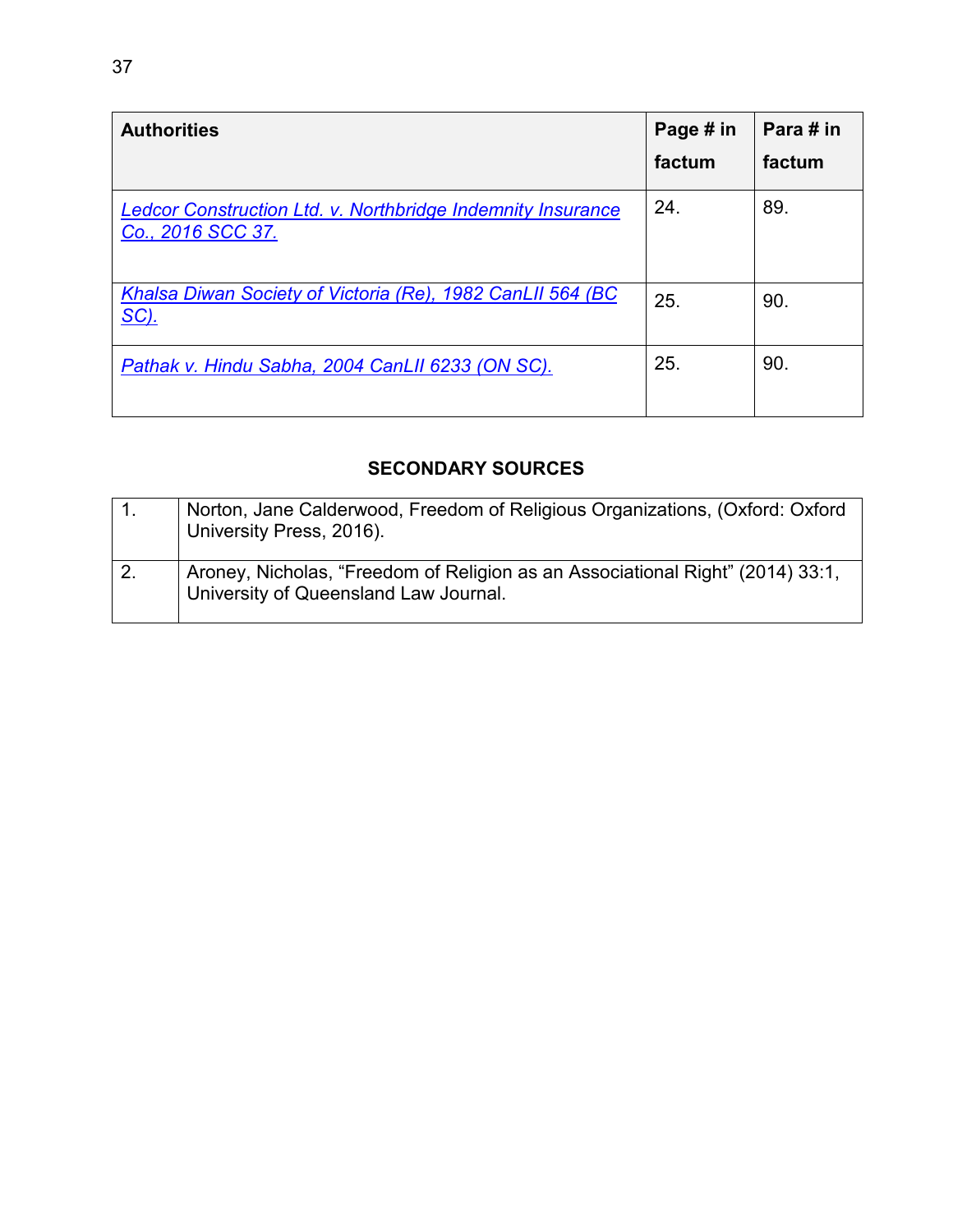| **Authorities** | **Page # in factum** | **Para # in factum** |
|---|---|---|
| *Ledcor Construction Ltd. v. Northbridge Indemnity Insurance Co., 2016 SCC 37.* | 24. | 89. |
| *Khalsa Diwan Society of Victoria (Re), 1982 CanLII 564 (BC SC).* | 25. | 90. |
| *Pathak v. Hindu Sabha, 2004 CanLII 6233 (ON SC).* | 25. | 90. |

## SECONDARY SOURCES

| | |
|---|---|
| 1. | Norton, Jane Calderwood, Freedom of Religious Organizations, (Oxford: Oxford University Press, 2016). |
| 2. | Aroney, Nicholas, "Freedom of Religion as an Associational Right" (2014) 33:1, University of Queensland Law Journal. |